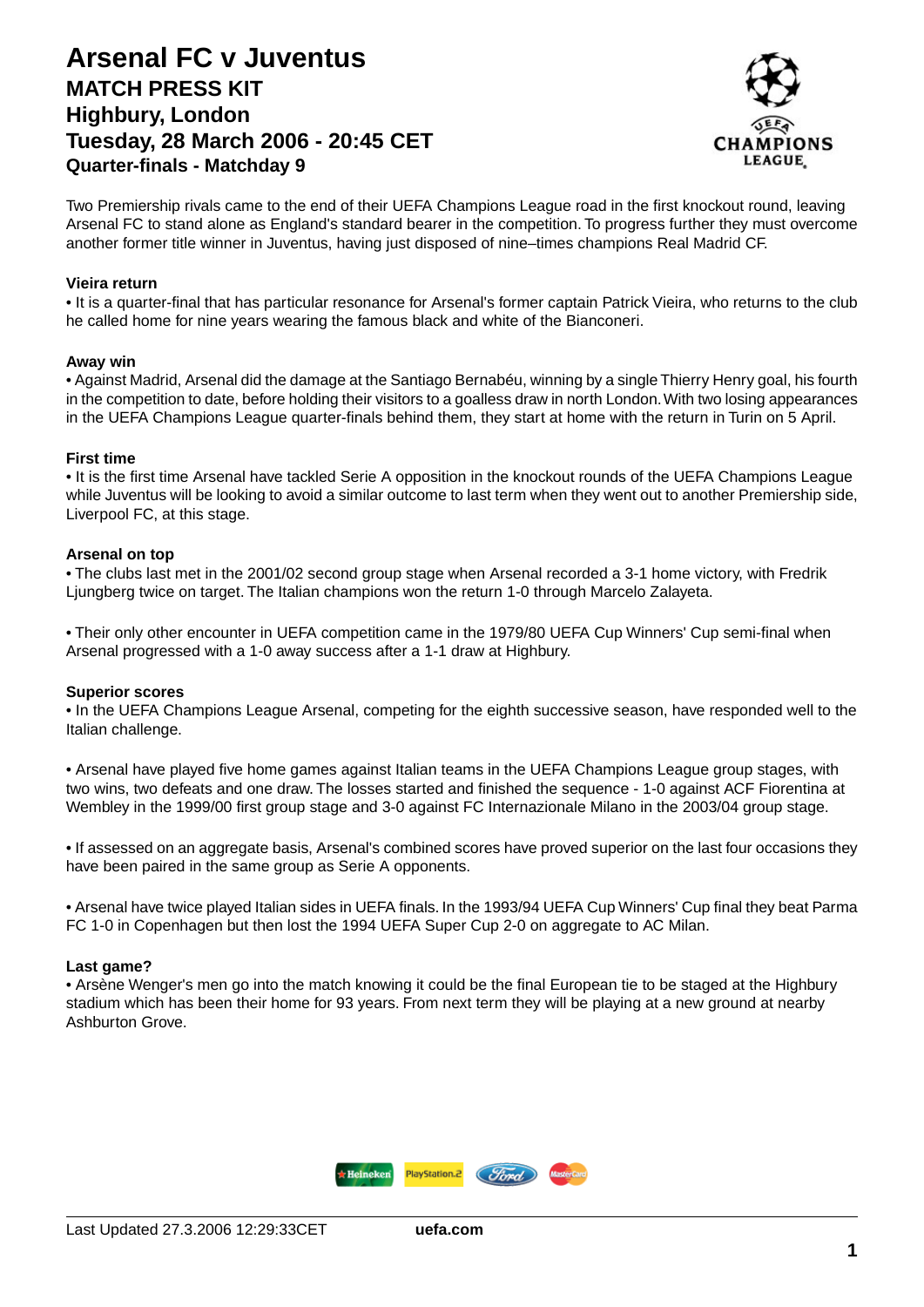# Arsenal FC v Juventus

## MATCH PRESS KIT

## Highbury, London

## Tuesday, 28 March 2006 - 20:45 CET

### Quarter-finals - Matchday 9

Two Premiership rivals came to the end of their UEFA Champions League road in the first knockout round, leaving Arsenal FC to stand alone as England's standard bearer in the competition. To progress further they must overcome another former title winner in Juventus, having just disposed of nine–times champions Real Madrid CF.

**Vieira return**

• It is a quarter-final that has particular resonance for Arsenal's former captain Patrick Vieira, who returns to the club he called home for nine years wearing the famous black and white of the Bianconeri.

**Away win**

• Against Madrid, Arsenal did the damage at the Santiago Bernabéu, winning by a single Thierry Henry goal, his fourth in the competition to date, before holding their visitors to a goalless draw in north London. With two losing appearances in the UEFA Champions League quarter-finals behind them, they start at home with the return in Turin on 5 April.

**First time**

• It is the first time Arsenal have tackled Serie A opposition in the knockout rounds of the UEFA Champions League while Juventus will be looking to avoid a similar outcome to last term when they went out to another Premiership side, Liverpool FC, at this stage.

**Arsenal on top**

• The clubs last met in the 2001/02 second group stage when Arsenal recorded a 3-1 home victory, with Fredrik Ljungberg twice on target. The Italian champions won the return 1-0 through Marcelo Zalayeta.

• Their only other encounter in UEFA competition came in the 1979/80 UEFA Cup Winners' Cup semi-final when Arsenal progressed with a 1-0 away success after a 1-1 draw at Highbury.

**Superior scores**

• In the UEFA Champions League Arsenal, competing for the eighth successive season, have responded well to the Italian challenge.

• Arsenal have played five home games against Italian teams in the UEFA Champions League group stages, with two wins, two defeats and one draw. The losses started and finished the sequence - 1-0 against ACF Fiorentina at Wembley in the 1999/00 first group stage and 3-0 against FC Internazionale Milano in the 2003/04 group stage.

• If assessed on an aggregate basis, Arsenal's combined scores have proved superior on the last four occasions they have been paired in the same group as Serie A opponents.

• Arsenal have twice played Italian sides in UEFA finals. In the 1993/94 UEFA Cup Winners' Cup final they beat Parma FC 1-0 in Copenhagen but then lost the 1994 UEFA Super Cup 2-0 on aggregate to AC Milan.

**Last game?**

• Arsène Wenger's men go into the match knowing it could be the final European tie to be staged at the Highbury stadium which has been their home for 93 years. From next term they will be playing at a new ground at nearby Ashburton Grove.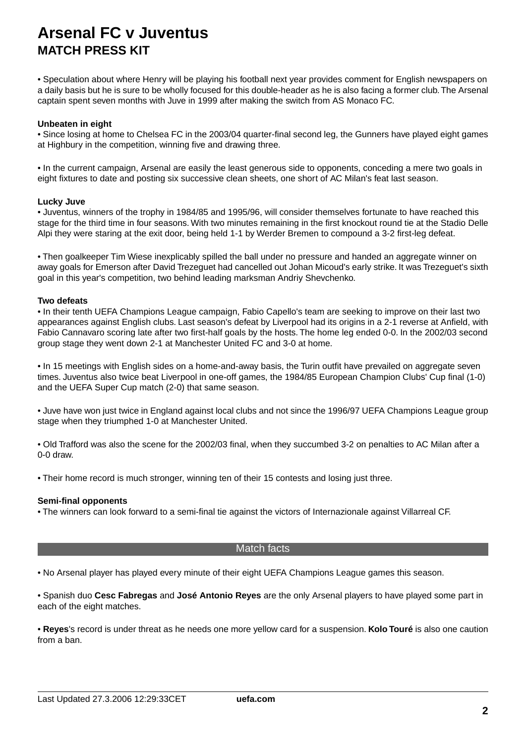# Arsenal FC v Juventus
## MATCH PRESS KIT

• Speculation about where Henry will be playing his football next year provides comment for English newspapers on a daily basis but he is sure to be wholly focused for this double-header as he is also facing a former club. The Arsenal captain spent seven months with Juve in 1999 after making the switch from AS Monaco FC.

**Unbeaten in eight**

• Since losing at home to Chelsea FC in the 2003/04 quarter-final second leg, the Gunners have played eight games at Highbury in the competition, winning five and drawing three.

• In the current campaign, Arsenal are easily the least generous side to opponents, conceding a mere two goals in eight fixtures to date and posting six successive clean sheets, one short of AC Milan's feat last season.

**Lucky Juve**

• Juventus, winners of the trophy in 1984/85 and 1995/96, will consider themselves fortunate to have reached this stage for the third time in four seasons. With two minutes remaining in the first knockout round tie at the Stadio Delle Alpi they were staring at the exit door, being held 1-1 by Werder Bremen to compound a 3-2 first-leg defeat.

• Then goalkeeper Tim Wiese inexplicably spilled the ball under no pressure and handed an aggregate winner on away goals for Emerson after David Trezeguet had cancelled out Johan Micoud's early strike. It was Trezeguet's sixth goal in this year's competition, two behind leading marksman Andriy Shevchenko.

**Two defeats**

• In their tenth UEFA Champions League campaign, Fabio Capello's team are seeking to improve on their last two appearances against English clubs. Last season's defeat by Liverpool had its origins in a 2-1 reverse at Anfield, with Fabio Cannavaro scoring late after two first-half goals by the hosts. The home leg ended 0-0. In the 2002/03 second group stage they went down 2-1 at Manchester United FC and 3-0 at home.

• In 15 meetings with English sides on a home-and-away basis, the Turin outfit have prevailed on aggregate seven times. Juventus also twice beat Liverpool in one-off games, the 1984/85 European Champion Clubs' Cup final (1-0) and the UEFA Super Cup match (2-0) that same season.

• Juve have won just twice in England against local clubs and not since the 1996/97 UEFA Champions League group stage when they triumphed 1-0 at Manchester United.

• Old Trafford was also the scene for the 2002/03 final, when they succumbed 3-2 on penalties to AC Milan after a 0-0 draw.

• Their home record is much stronger, winning ten of their 15 contests and losing just three.

**Semi-final opponents**

• The winners can look forward to a semi-final tie against the victors of Internazionale against Villarreal CF.

## Match facts

• No Arsenal player has played every minute of their eight UEFA Champions League games this season.

• Spanish duo **Cesc Fabregas** and **José Antonio Reyes** are the only Arsenal players to have played some part in each of the eight matches.

• **Reyes**'s record is under threat as he needs one more yellow card for a suspension. **Kolo Touré** is also one caution from a ban.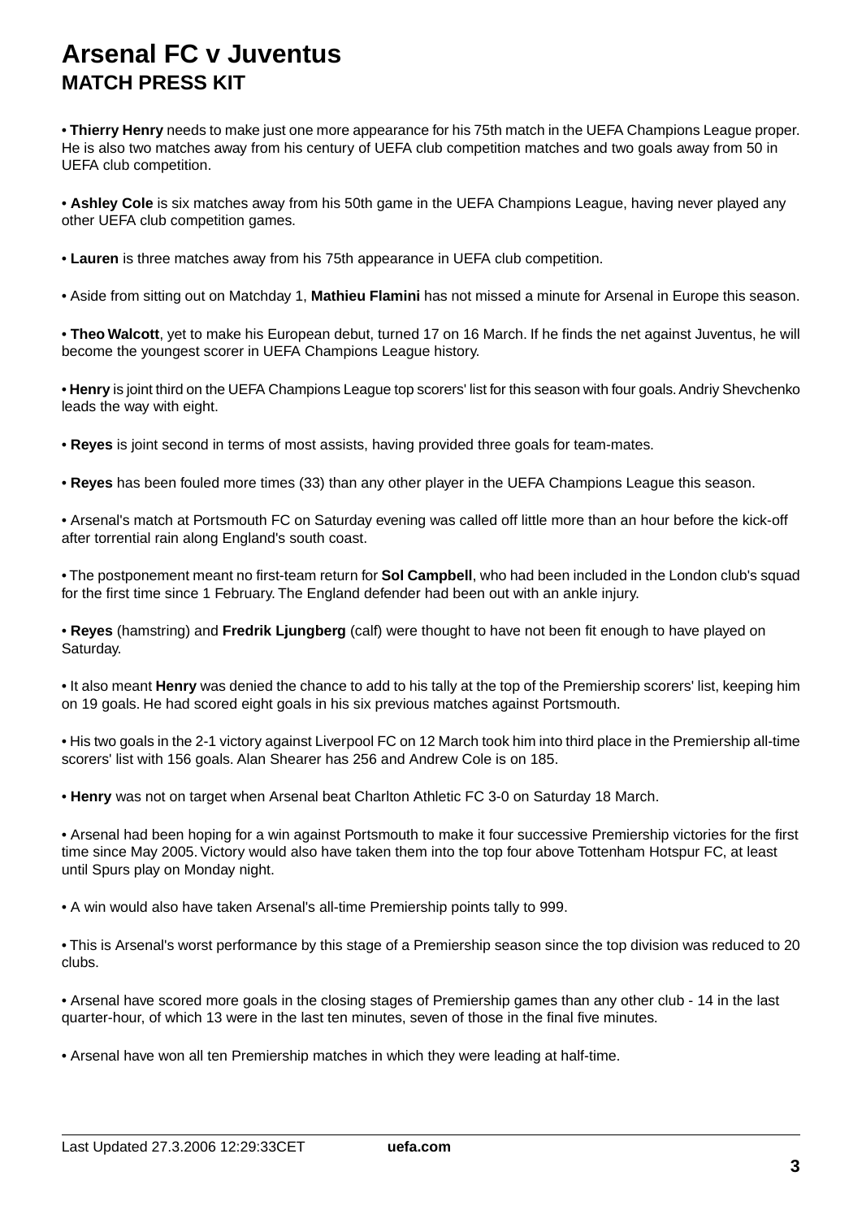# Arsenal FC v Juventus

## MATCH PRESS KIT

• **Thierry Henry** needs to make just one more appearance for his 75th match in the UEFA Champions League proper. He is also two matches away from his century of UEFA club competition matches and two goals away from 50 in UEFA club competition.

• **Ashley Cole** is six matches away from his 50th game in the UEFA Champions League, having never played any other UEFA club competition games.

• **Lauren** is three matches away from his 75th appearance in UEFA club competition.

• Aside from sitting out on Matchday 1, **Mathieu Flamini** has not missed a minute for Arsenal in Europe this season.

• **Theo Walcott**, yet to make his European debut, turned 17 on 16 March. If he finds the net against Juventus, he will become the youngest scorer in UEFA Champions League history.

• **Henry** is joint third on the UEFA Champions League top scorers' list for this season with four goals. Andriy Shevchenko leads the way with eight.

• **Reyes** is joint second in terms of most assists, having provided three goals for team-mates.

• **Reyes** has been fouled more times (33) than any other player in the UEFA Champions League this season.

• Arsenal's match at Portsmouth FC on Saturday evening was called off little more than an hour before the kick-off after torrential rain along England's south coast.

• The postponement meant no first-team return for **Sol Campbell**, who had been included in the London club's squad for the first time since 1 February. The England defender had been out with an ankle injury.

• **Reyes** (hamstring) and **Fredrik Ljungberg** (calf) were thought to have not been fit enough to have played on Saturday.

• It also meant **Henry** was denied the chance to add to his tally at the top of the Premiership scorers' list, keeping him on 19 goals. He had scored eight goals in his six previous matches against Portsmouth.

• His two goals in the 2-1 victory against Liverpool FC on 12 March took him into third place in the Premiership all-time scorers' list with 156 goals. Alan Shearer has 256 and Andrew Cole is on 185.

• **Henry** was not on target when Arsenal beat Charlton Athletic FC 3-0 on Saturday 18 March.

• Arsenal had been hoping for a win against Portsmouth to make it four successive Premiership victories for the first time since May 2005. Victory would also have taken them into the top four above Tottenham Hotspur FC, at least until Spurs play on Monday night.

• A win would also have taken Arsenal's all-time Premiership points tally to 999.

• This is Arsenal's worst performance by this stage of a Premiership season since the top division was reduced to 20 clubs.

• Arsenal have scored more goals in the closing stages of Premiership games than any other club - 14 in the last quarter-hour, of which 13 were in the last ten minutes, seven of those in the final five minutes.

• Arsenal have won all ten Premiership matches in which they were leading at half-time.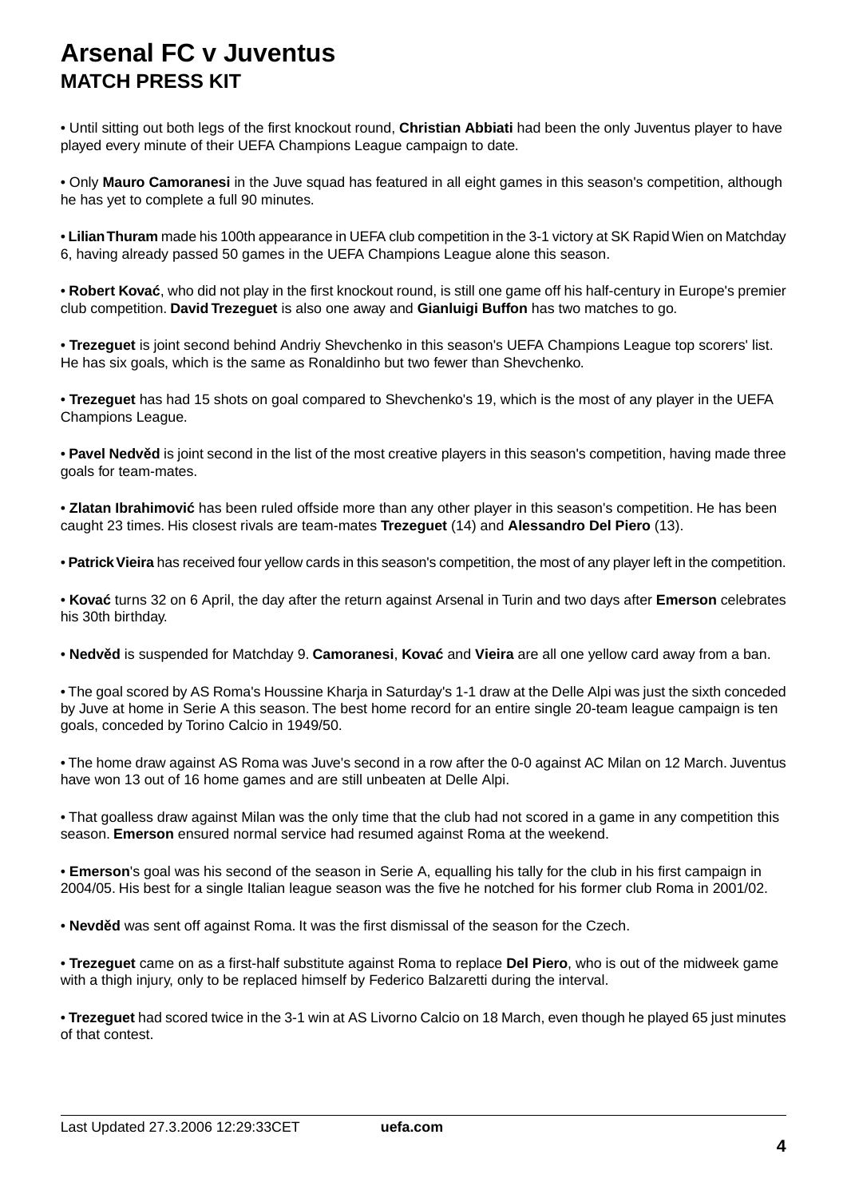# Arsenal FC v Juventus

## MATCH PRESS KIT

• Until sitting out both legs of the first knockout round, **Christian Abbiati** had been the only Juventus player to have played every minute of their UEFA Champions League campaign to date.

• Only **Mauro Camoranesi** in the Juve squad has featured in all eight games in this season's competition, although he has yet to complete a full 90 minutes.

• **Lilian Thuram** made his 100th appearance in UEFA club competition in the 3-1 victory at SK Rapid Wien on Matchday 6, having already passed 50 games in the UEFA Champions League alone this season.

• **Robert Kovać**, who did not play in the first knockout round, is still one game off his half-century in Europe's premier club competition. **David Trezeguet** is also one away and **Gianluigi Buffon** has two matches to go.

• **Trezeguet** is joint second behind Andriy Shevchenko in this season's UEFA Champions League top scorers' list. He has six goals, which is the same as Ronaldinho but two fewer than Shevchenko.

• **Trezeguet** has had 15 shots on goal compared to Shevchenko's 19, which is the most of any player in the UEFA Champions League.

• **Pavel Nedvěd** is joint second in the list of the most creative players in this season's competition, having made three goals for team-mates.

• **Zlatan Ibrahimović** has been ruled offside more than any other player in this season's competition. He has been caught 23 times. His closest rivals are team-mates **Trezeguet** (14) and **Alessandro Del Piero** (13).

• **Patrick Vieira** has received four yellow cards in this season's competition, the most of any player left in the competition.

• **Kovać** turns 32 on 6 April, the day after the return against Arsenal in Turin and two days after **Emerson** celebrates his 30th birthday.

• **Nedvěd** is suspended for Matchday 9. **Camoranesi**, **Kovać** and **Vieira** are all one yellow card away from a ban.

• The goal scored by AS Roma's Houssine Kharja in Saturday's 1-1 draw at the Delle Alpi was just the sixth conceded by Juve at home in Serie A this season. The best home record for an entire single 20-team league campaign is ten goals, conceded by Torino Calcio in 1949/50.

• The home draw against AS Roma was Juve's second in a row after the 0-0 against AC Milan on 12 March. Juventus have won 13 out of 16 home games and are still unbeaten at Delle Alpi.

• That goalless draw against Milan was the only time that the club had not scored in a game in any competition this season. **Emerson** ensured normal service had resumed against Roma at the weekend.

• **Emerson**'s goal was his second of the season in Serie A, equalling his tally for the club in his first campaign in 2004/05. His best for a single Italian league season was the five he notched for his former club Roma in 2001/02.

• **Nevděd** was sent off against Roma. It was the first dismissal of the season for the Czech.

• **Trezeguet** came on as a first-half substitute against Roma to replace **Del Piero**, who is out of the midweek game with a thigh injury, only to be replaced himself by Federico Balzaretti during the interval.

• **Trezeguet** had scored twice in the 3-1 win at AS Livorno Calcio on 18 March, even though he played 65 just minutes of that contest.

Last Updated 27.3.2006 12:29:33CET **uefa.com**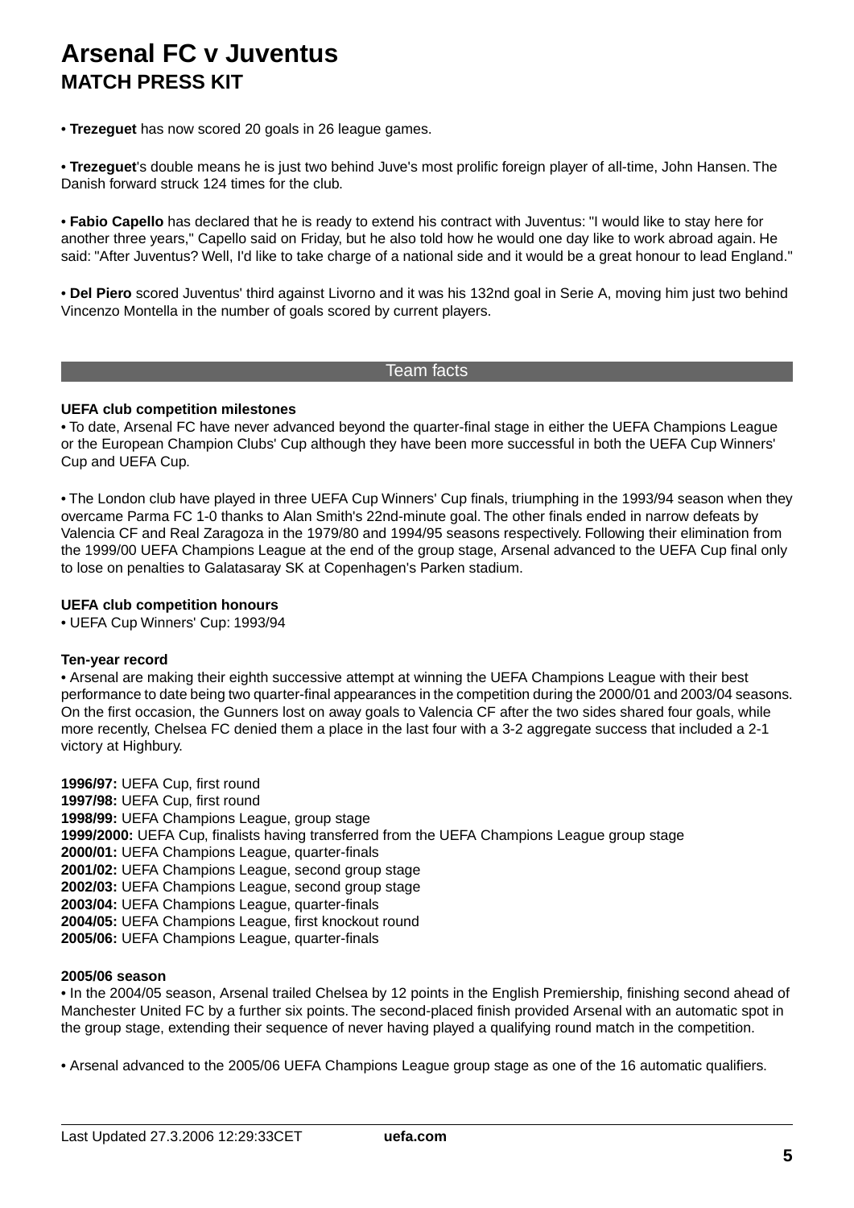# Arsenal FC v Juventus
## MATCH PRESS KIT

• **Trezeguet** has now scored 20 goals in 26 league games.

• **Trezeguet**'s double means he is just two behind Juve's most prolific foreign player of all-time, John Hansen. The Danish forward struck 124 times for the club.

• **Fabio Capello** has declared that he is ready to extend his contract with Juventus: "I would like to stay here for another three years," Capello said on Friday, but he also told how he would one day like to work abroad again. He said: "After Juventus? Well, I'd like to take charge of a national side and it would be a great honour to lead England."

• **Del Piero** scored Juventus' third against Livorno and it was his 132nd goal in Serie A, moving him just two behind Vincenzo Montella in the number of goals scored by current players.

## Team facts

**UEFA club competition milestones**

• To date, Arsenal FC have never advanced beyond the quarter-final stage in either the UEFA Champions League or the European Champion Clubs' Cup although they have been more successful in both the UEFA Cup Winners' Cup and UEFA Cup.

• The London club have played in three UEFA Cup Winners' Cup finals, triumphing in the 1993/94 season when they overcame Parma FC 1-0 thanks to Alan Smith's 22nd-minute goal. The other finals ended in narrow defeats by Valencia CF and Real Zaragoza in the 1979/80 and 1994/95 seasons respectively. Following their elimination from the 1999/00 UEFA Champions League at the end of the group stage, Arsenal advanced to the UEFA Cup final only to lose on penalties to Galatasaray SK at Copenhagen's Parken stadium.

**UEFA club competition honours**

• UEFA Cup Winners' Cup: 1993/94

**Ten-year record**

• Arsenal are making their eighth successive attempt at winning the UEFA Champions League with their best performance to date being two quarter-final appearances in the competition during the 2000/01 and 2003/04 seasons. On the first occasion, the Gunners lost on away goals to Valencia CF after the two sides shared four goals, while more recently, Chelsea FC denied them a place in the last four with a 3-2 aggregate success that included a 2-1 victory at Highbury.

**1996/97:** UEFA Cup, first round
**1997/98:** UEFA Cup, first round
**1998/99:** UEFA Champions League, group stage
**1999/2000:** UEFA Cup, finalists having transferred from the UEFA Champions League group stage
**2000/01:** UEFA Champions League, quarter-finals
**2001/02:** UEFA Champions League, second group stage
**2002/03:** UEFA Champions League, second group stage
**2003/04:** UEFA Champions League, quarter-finals
**2004/05:** UEFA Champions League, first knockout round
**2005/06:** UEFA Champions League, quarter-finals

**2005/06 season**

• In the 2004/05 season, Arsenal trailed Chelsea by 12 points in the English Premiership, finishing second ahead of Manchester United FC by a further six points. The second-placed finish provided Arsenal with an automatic spot in the group stage, extending their sequence of never having played a qualifying round match in the competition.

• Arsenal advanced to the 2005/06 UEFA Champions League group stage as one of the 16 automatic qualifiers.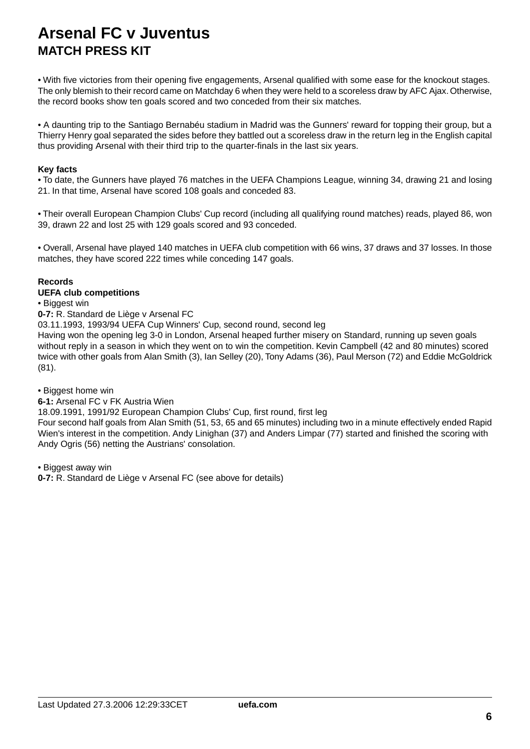# Arsenal FC v Juventus
## MATCH PRESS KIT

• With five victories from their opening five engagements, Arsenal qualified with some ease for the knockout stages. The only blemish to their record came on Matchday 6 when they were held to a scoreless draw by AFC Ajax. Otherwise, the record books show ten goals scored and two conceded from their six matches.

• A daunting trip to the Santiago Bernabéu stadium in Madrid was the Gunners' reward for topping their group, but a Thierry Henry goal separated the sides before they battled out a scoreless draw in the return leg in the English capital thus providing Arsenal with their third trip to the quarter-finals in the last six years.

**Key facts**
• To date, the Gunners have played 76 matches in the UEFA Champions League, winning 34, drawing 21 and losing 21. In that time, Arsenal have scored 108 goals and conceded 83.

• Their overall European Champion Clubs' Cup record (including all qualifying round matches) reads, played 86, won 39, drawn 22 and lost 25 with 129 goals scored and 93 conceded.

• Overall, Arsenal have played 140 matches in UEFA club competition with 66 wins, 37 draws and 37 losses. In those matches, they have scored 222 times while conceding 147 goals.

**Records**
**UEFA club competitions**
• Biggest win
**0-7:** R. Standard de Liège v Arsenal FC
03.11.1993, 1993/94 UEFA Cup Winners' Cup, second round, second leg
Having won the opening leg 3-0 in London, Arsenal heaped further misery on Standard, running up seven goals without reply in a season in which they went on to win the competition. Kevin Campbell (42 and 80 minutes) scored twice with other goals from Alan Smith (3), Ian Selley (20), Tony Adams (36), Paul Merson (72) and Eddie McGoldrick (81).

• Biggest home win
**6-1:** Arsenal FC v FK Austria Wien
18.09.1991, 1991/92 European Champion Clubs' Cup, first round, first leg
Four second half goals from Alan Smith (51, 53, 65 and 65 minutes) including two in a minute effectively ended Rapid Wien's interest in the competition. Andy Linighan (37) and Anders Limpar (77) started and finished the scoring with Andy Ogris (56) netting the Austrians' consolation.

• Biggest away win
**0-7:** R. Standard de Liège v Arsenal FC (see above for details)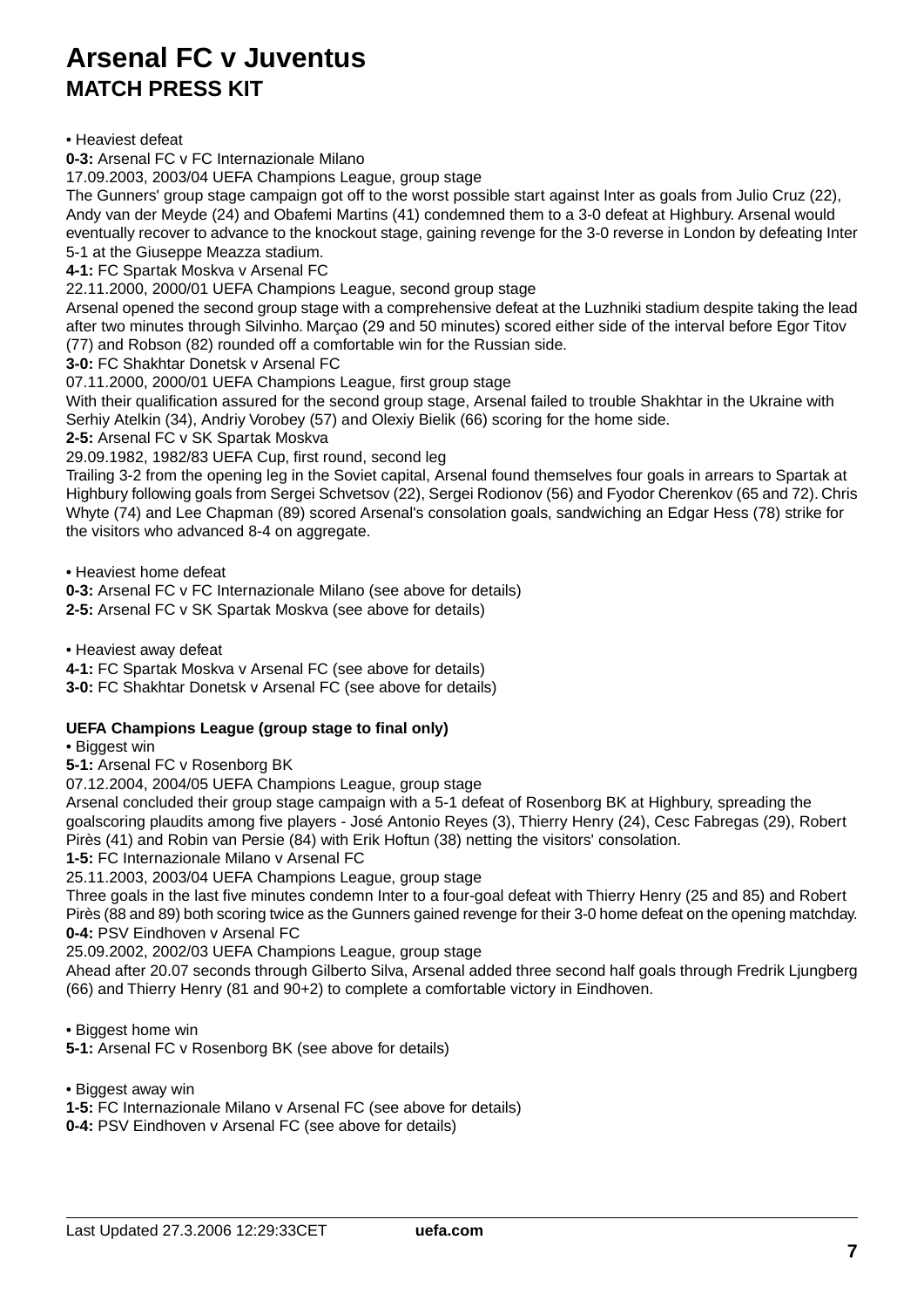# Arsenal FC v Juventus
## MATCH PRESS KIT

• Heaviest defeat

**0-3:** Arsenal FC v FC Internazionale Milano
17.09.2003, 2003/04 UEFA Champions League, group stage
The Gunners' group stage campaign got off to the worst possible start against Inter as goals from Julio Cruz (22), Andy van der Meyde (24) and Obafemi Martins (41) condemned them to a 3-0 defeat at Highbury. Arsenal would eventually recover to advance to the knockout stage, gaining revenge for the 3-0 reverse in London by defeating Inter 5-1 at the Giuseppe Meazza stadium.

**4-1:** FC Spartak Moskva v Arsenal FC
22.11.2000, 2000/01 UEFA Champions League, second group stage
Arsenal opened the second group stage with a comprehensive defeat at the Luzhniki stadium despite taking the lead after two minutes through Silvinho. Marçao (29 and 50 minutes) scored either side of the interval before Egor Titov (77) and Robson (82) rounded off a comfortable win for the Russian side.

**3-0:** FC Shakhtar Donetsk v Arsenal FC
07.11.2000, 2000/01 UEFA Champions League, first group stage
With their qualification assured for the second group stage, Arsenal failed to trouble Shakhtar in the Ukraine with Serhiy Atelkin (34), Andriy Vorobey (57) and Olexiy Bielik (66) scoring for the home side.

**2-5:** Arsenal FC v SK Spartak Moskva
29.09.1982, 1982/83 UEFA Cup, first round, second leg
Trailing 3-2 from the opening leg in the Soviet capital, Arsenal found themselves four goals in arrears to Spartak at Highbury following goals from Sergei Schvetsov (22), Sergei Rodionov (56) and Fyodor Cherenkov (65 and 72). Chris Whyte (74) and Lee Chapman (89) scored Arsenal's consolation goals, sandwiching an Edgar Hess (78) strike for the visitors who advanced 8-4 on aggregate.

• Heaviest home defeat

**0-3:** Arsenal FC v FC Internazionale Milano (see above for details)
**2-5:** Arsenal FC v SK Spartak Moskva (see above for details)

• Heaviest away defeat

**4-1:** FC Spartak Moskva v Arsenal FC (see above for details)
**3-0:** FC Shakhtar Donetsk v Arsenal FC (see above for details)

**UEFA Champions League (group stage to final only)**

• Biggest win

**5-1:** Arsenal FC v Rosenborg BK
07.12.2004, 2004/05 UEFA Champions League, group stage
Arsenal concluded their group stage campaign with a 5-1 defeat of Rosenborg BK at Highbury, spreading the goalscoring plaudits among five players - José Antonio Reyes (3), Thierry Henry (24), Cesc Fabregas (29), Robert Pirès (41) and Robin van Persie (84) with Erik Hoftun (38) netting the visitors' consolation.

**1-5:** FC Internazionale Milano v Arsenal FC
25.11.2003, 2003/04 UEFA Champions League, group stage
Three goals in the last five minutes condemn Inter to a four-goal defeat with Thierry Henry (25 and 85) and Robert Pirès (88 and 89) both scoring twice as the Gunners gained revenge for their 3-0 home defeat on the opening matchday.

**0-4:** PSV Eindhoven v Arsenal FC
25.09.2002, 2002/03 UEFA Champions League, group stage
Ahead after 20.07 seconds through Gilberto Silva, Arsenal added three second half goals through Fredrik Ljungberg (66) and Thierry Henry (81 and 90+2) to complete a comfortable victory in Eindhoven.

• Biggest home win

**5-1:** Arsenal FC v Rosenborg BK (see above for details)

• Biggest away win

**1-5:** FC Internazionale Milano v Arsenal FC (see above for details)
**0-4:** PSV Eindhoven v Arsenal FC (see above for details)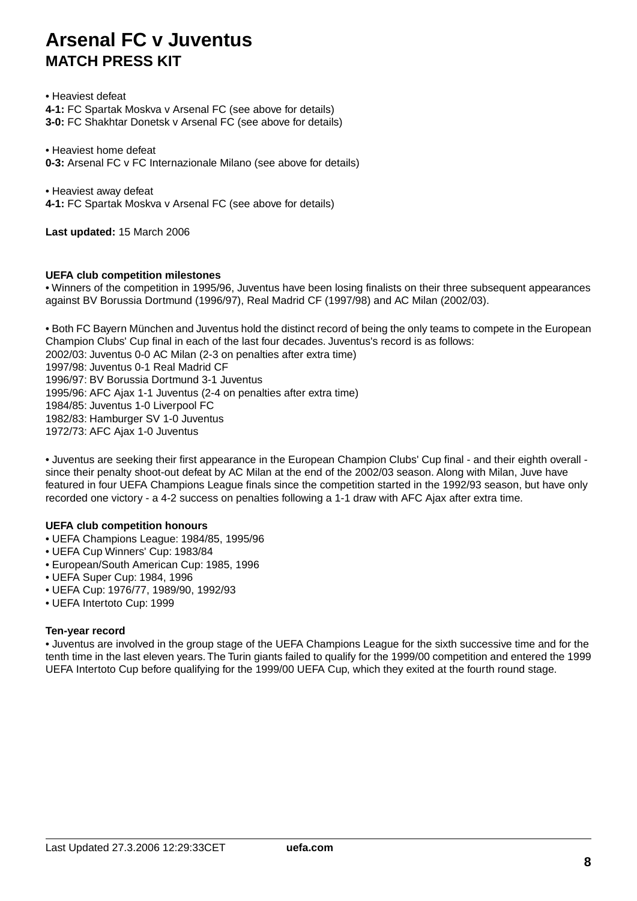• Heaviest defeat
**4-1:** FC Spartak Moskva v Arsenal FC (see above for details)
**3-0:** FC Shakhtar Donetsk v Arsenal FC (see above for details)

• Heaviest home defeat
**0-3:** Arsenal FC v FC Internazionale Milano (see above for details)

• Heaviest away defeat
**4-1:** FC Spartak Moskva v Arsenal FC (see above for details)

**Last updated:** 15 March 2006

**UEFA club competition milestones**
• Winners of the competition in 1995/96, Juventus have been losing finalists on their three subsequent appearances against BV Borussia Dortmund (1996/97), Real Madrid CF (1997/98) and AC Milan (2002/03).

• Both FC Bayern München and Juventus hold the distinct record of being the only teams to compete in the European Champion Clubs' Cup final in each of the last four decades. Juventus's record is as follows:
2002/03: Juventus 0-0 AC Milan (2-3 on penalties after extra time)
1997/98: Juventus 0-1 Real Madrid CF
1996/97: BV Borussia Dortmund 3-1 Juventus
1995/96: AFC Ajax 1-1 Juventus (2-4 on penalties after extra time)
1984/85: Juventus 1-0 Liverpool FC
1982/83: Hamburger SV 1-0 Juventus
1972/73: AFC Ajax 1-0 Juventus

• Juventus are seeking their first appearance in the European Champion Clubs' Cup final - and their eighth overall - since their penalty shoot-out defeat by AC Milan at the end of the 2002/03 season. Along with Milan, Juve have featured in four UEFA Champions League finals since the competition started in the 1992/93 season, but have only recorded one victory - a 4-2 success on penalties following a 1-1 draw with AFC Ajax after extra time.

**UEFA club competition honours**
• UEFA Champions League: 1984/85, 1995/96
• UEFA Cup Winners' Cup: 1983/84
• European/South American Cup: 1985, 1996
• UEFA Super Cup: 1984, 1996
• UEFA Cup: 1976/77, 1989/90, 1992/93
• UEFA Intertoto Cup: 1999

**Ten-year record**
• Juventus are involved in the group stage of the UEFA Champions League for the sixth successive time and for the tenth time in the last eleven years. The Turin giants failed to qualify for the 1999/00 competition and entered the 1999 UEFA Intertoto Cup before qualifying for the 1999/00 UEFA Cup, which they exited at the fourth round stage.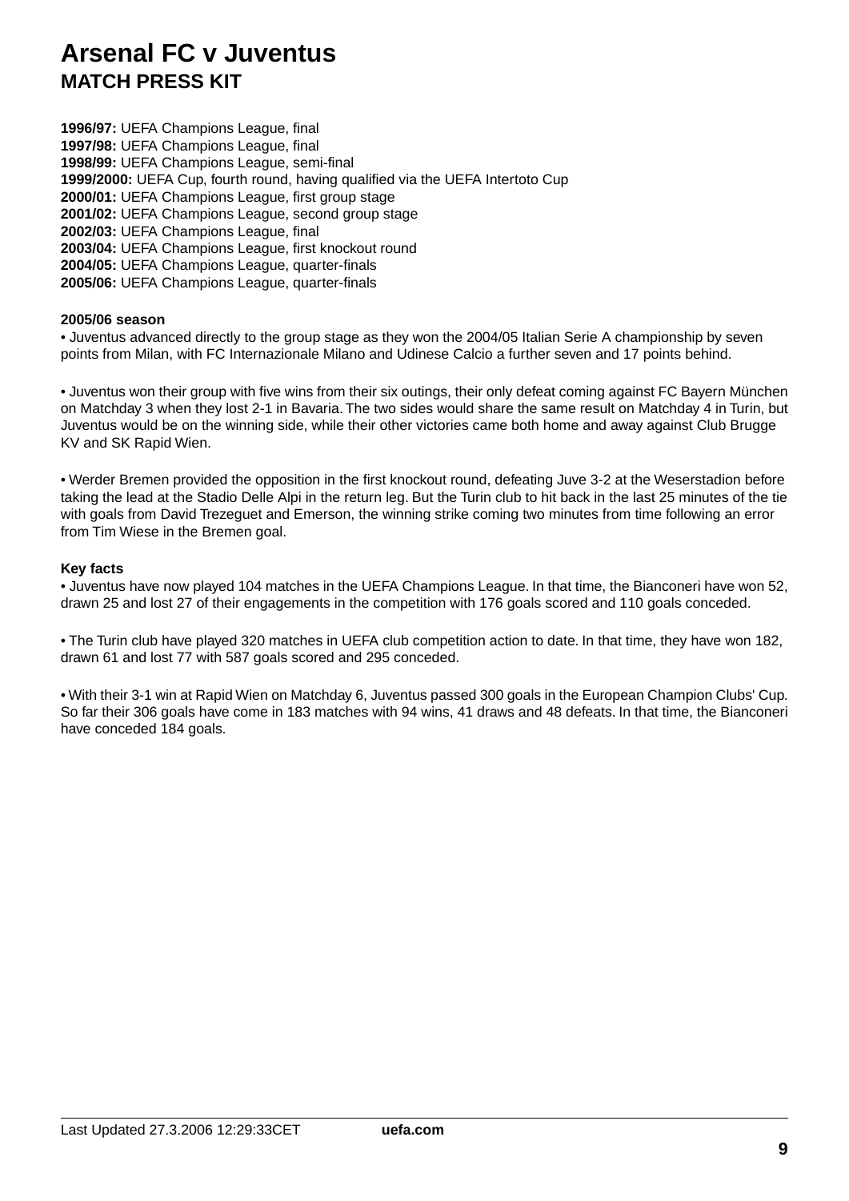# Arsenal FC v Juventus

## MATCH PRESS KIT

**1996/97:** UEFA Champions League, final
**1997/98:** UEFA Champions League, final
**1998/99:** UEFA Champions League, semi-final
**1999/2000:** UEFA Cup, fourth round, having qualified via the UEFA Intertoto Cup
**2000/01:** UEFA Champions League, first group stage
**2001/02:** UEFA Champions League, second group stage
**2002/03:** UEFA Champions League, final
**2003/04:** UEFA Champions League, first knockout round
**2004/05:** UEFA Champions League, quarter-finals
**2005/06:** UEFA Champions League, quarter-finals

**2005/06 season**

• Juventus advanced directly to the group stage as they won the 2004/05 Italian Serie A championship by seven points from Milan, with FC Internazionale Milano and Udinese Calcio a further seven and 17 points behind.

• Juventus won their group with five wins from their six outings, their only defeat coming against FC Bayern München on Matchday 3 when they lost 2-1 in Bavaria. The two sides would share the same result on Matchday 4 in Turin, but Juventus would be on the winning side, while their other victories came both home and away against Club Brugge KV and SK Rapid Wien.

• Werder Bremen provided the opposition in the first knockout round, defeating Juve 3-2 at the Weserstadion before taking the lead at the Stadio Delle Alpi in the return leg. But the Turin club to hit back in the last 25 minutes of the tie with goals from David Trezeguet and Emerson, the winning strike coming two minutes from time following an error from Tim Wiese in the Bremen goal.

**Key facts**

• Juventus have now played 104 matches in the UEFA Champions League. In that time, the Bianconeri have won 52, drawn 25 and lost 27 of their engagements in the competition with 176 goals scored and 110 goals conceded.

• The Turin club have played 320 matches in UEFA club competition action to date. In that time, they have won 182, drawn 61 and lost 77 with 587 goals scored and 295 conceded.

• With their 3-1 win at Rapid Wien on Matchday 6, Juventus passed 300 goals in the European Champion Clubs' Cup. So far their 306 goals have come in 183 matches with 94 wins, 41 draws and 48 defeats. In that time, the Bianconeri have conceded 184 goals.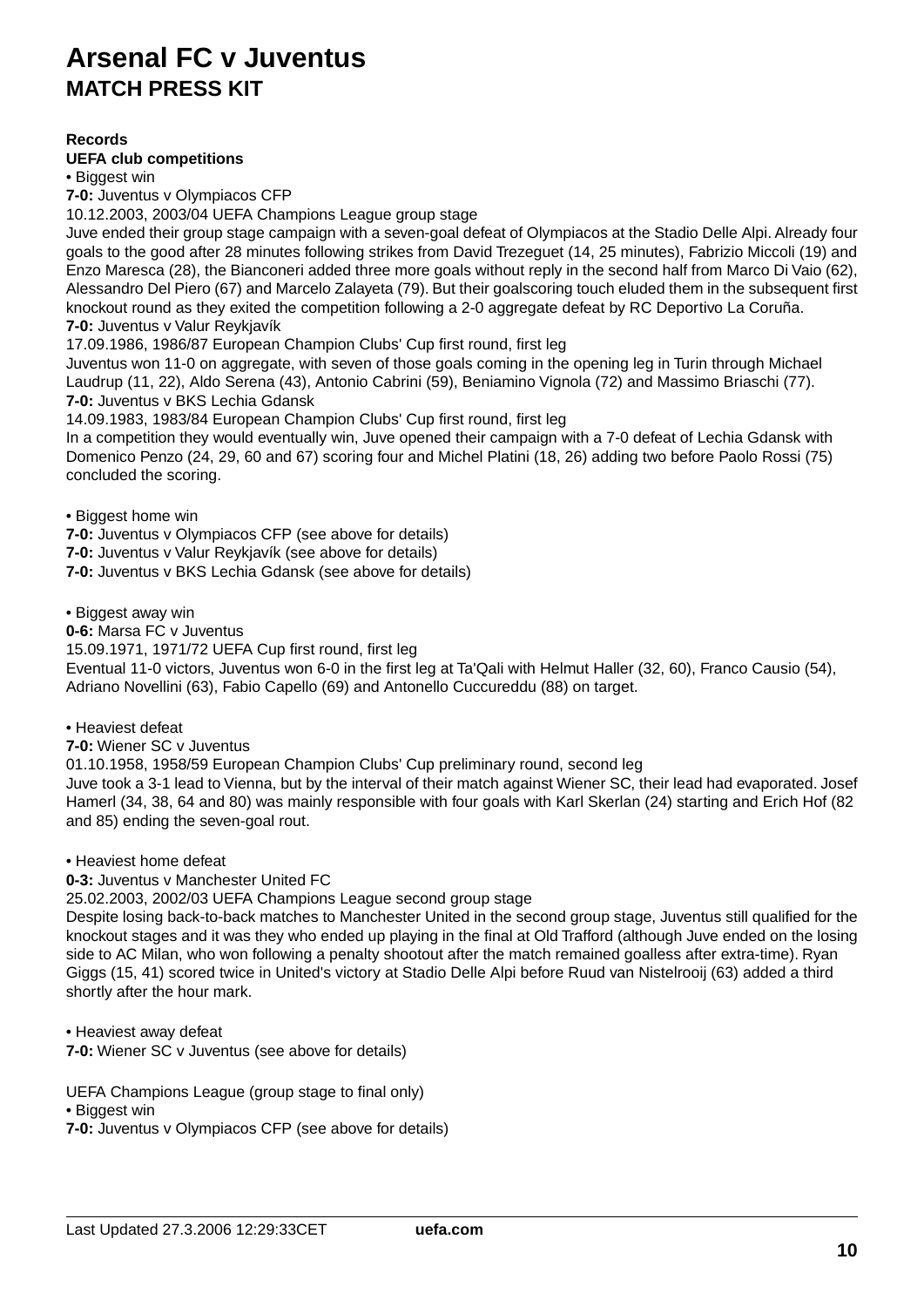# Arsenal FC v Juventus
## MATCH PRESS KIT

**Records**
**UEFA club competitions**

• Biggest win
**7-0:** Juventus v Olympiacos CFP
10.12.2003, 2003/04 UEFA Champions League group stage
Juve ended their group stage campaign with a seven-goal defeat of Olympiacos at the Stadio Delle Alpi. Already four goals to the good after 28 minutes following strikes from David Trezeguet (14, 25 minutes), Fabrizio Miccoli (19) and Enzo Maresca (28), the Bianconeri added three more goals without reply in the second half from Marco Di Vaio (62), Alessandro Del Piero (67) and Marcelo Zalayeta (79). But their goalscoring touch eluded them in the subsequent first knockout round as they exited the competition following a 2-0 aggregate defeat by RC Deportivo La Coruña.
**7-0:** Juventus v Valur Reykjavík
17.09.1986, 1986/87 European Champion Clubs' Cup first round, first leg
Juventus won 11-0 on aggregate, with seven of those goals coming in the opening leg in Turin through Michael Laudrup (11, 22), Aldo Serena (43), Antonio Cabrini (59), Beniamino Vignola (72) and Massimo Briaschi (77).
**7-0:** Juventus v BKS Lechia Gdansk
14.09.1983, 1983/84 European Champion Clubs' Cup first round, first leg
In a competition they would eventually win, Juve opened their campaign with a 7-0 defeat of Lechia Gdansk with Domenico Penzo (24, 29, 60 and 67) scoring four and Michel Platini (18, 26) adding two before Paolo Rossi (75) concluded the scoring.

• Biggest home win
**7-0:** Juventus v Olympiacos CFP (see above for details)
**7-0:** Juventus v Valur Reykjavík (see above for details)
**7-0:** Juventus v BKS Lechia Gdansk (see above for details)

• Biggest away win
**0-6:** Marsa FC v Juventus
15.09.1971, 1971/72 UEFA Cup first round, first leg
Eventual 11-0 victors, Juventus won 6-0 in the first leg at Ta'Qali with Helmut Haller (32, 60), Franco Causio (54), Adriano Novellini (63), Fabio Capello (69) and Antonello Cuccureddu (88) on target.

• Heaviest defeat
**7-0:** Wiener SC v Juventus
01.10.1958, 1958/59 European Champion Clubs' Cup preliminary round, second leg
Juve took a 3-1 lead to Vienna, but by the interval of their match against Wiener SC, their lead had evaporated. Josef Hamerl (34, 38, 64 and 80) was mainly responsible with four goals with Karl Skerlan (24) starting and Erich Hof (82 and 85) ending the seven-goal rout.

• Heaviest home defeat
**0-3:** Juventus v Manchester United FC
25.02.2003, 2002/03 UEFA Champions League second group stage
Despite losing back-to-back matches to Manchester United in the second group stage, Juventus still qualified for the knockout stages and it was they who ended up playing in the final at Old Trafford (although Juve ended on the losing side to AC Milan, who won following a penalty shootout after the match remained goalless after extra-time). Ryan Giggs (15, 41) scored twice in United's victory at Stadio Delle Alpi before Ruud van Nistelrooij (63) added a third shortly after the hour mark.

• Heaviest away defeat
**7-0:** Wiener SC v Juventus (see above for details)

UEFA Champions League (group stage to final only)

• Biggest win
**7-0:** Juventus v Olympiacos CFP (see above for details)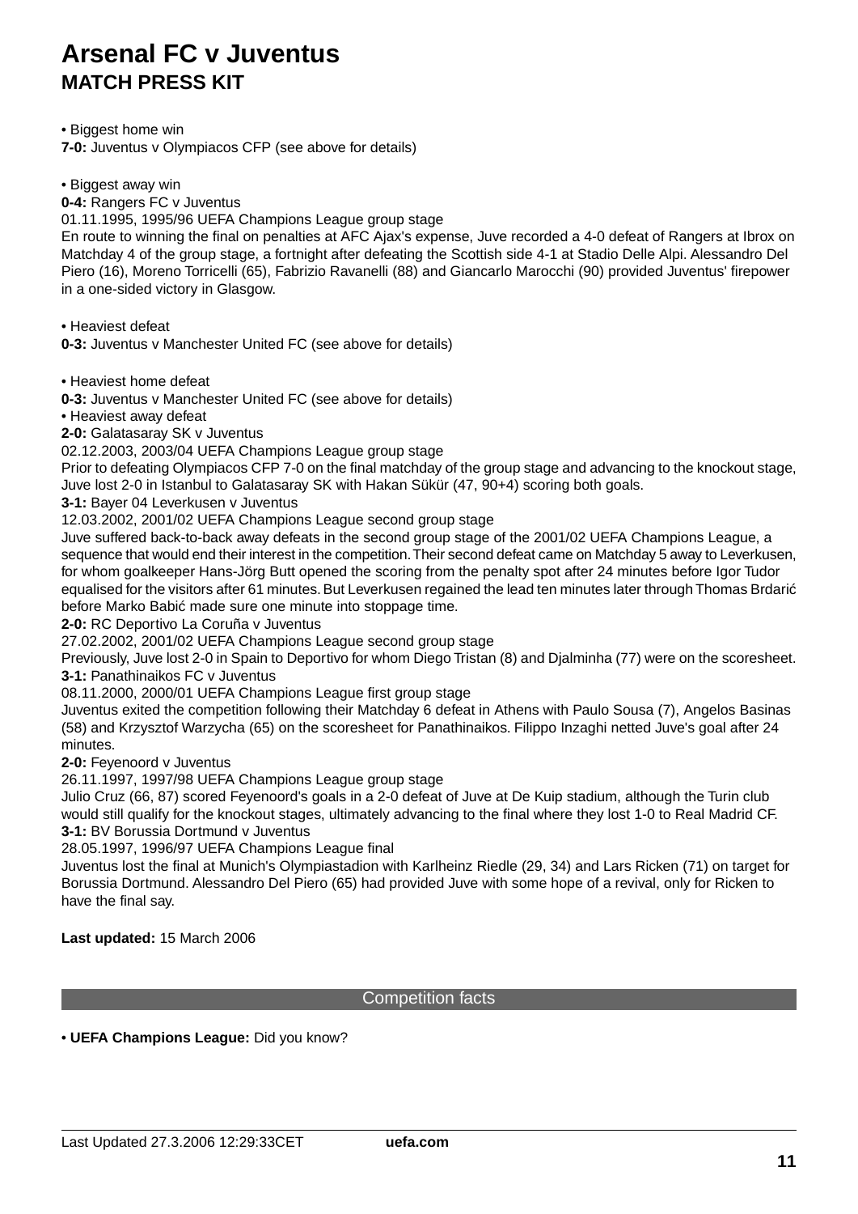• Biggest home win

**7-0:** Juventus v Olympiacos CFP (see above for details)

• Biggest away win

**0-4:** Rangers FC v Juventus

01.11.1995, 1995/96 UEFA Champions League group stage

En route to winning the final on penalties at AFC Ajax's expense, Juve recorded a 4-0 defeat of Rangers at Ibrox on Matchday 4 of the group stage, a fortnight after defeating the Scottish side 4-1 at Stadio Delle Alpi. Alessandro Del Piero (16), Moreno Torricelli (65), Fabrizio Ravanelli (88) and Giancarlo Marocchi (90) provided Juventus' firepower in a one-sided victory in Glasgow.

• Heaviest defeat

**0-3:** Juventus v Manchester United FC (see above for details)

• Heaviest home defeat

**0-3:** Juventus v Manchester United FC (see above for details)

• Heaviest away defeat

**2-0:** Galatasaray SK v Juventus

02.12.2003, 2003/04 UEFA Champions League group stage

Prior to defeating Olympiacos CFP 7-0 on the final matchday of the group stage and advancing to the knockout stage, Juve lost 2-0 in Istanbul to Galatasaray SK with Hakan Sükür (47, 90+4) scoring both goals.

**3-1:** Bayer 04 Leverkusen v Juventus

12.03.2002, 2001/02 UEFA Champions League second group stage

Juve suffered back-to-back away defeats in the second group stage of the 2001/02 UEFA Champions League, a sequence that would end their interest in the competition. Their second defeat came on Matchday 5 away to Leverkusen, for whom goalkeeper Hans-Jörg Butt opened the scoring from the penalty spot after 24 minutes before Igor Tudor equalised for the visitors after 61 minutes. But Leverkusen regained the lead ten minutes later through Thomas Brdarić before Marko Babić made sure one minute into stoppage time.

**2-0:** RC Deportivo La Coruña v Juventus

27.02.2002, 2001/02 UEFA Champions League second group stage

Previously, Juve lost 2-0 in Spain to Deportivo for whom Diego Tristan (8) and Djalminha (77) were on the scoresheet.

**3-1:** Panathinaikos FC v Juventus

08.11.2000, 2000/01 UEFA Champions League first group stage

Juventus exited the competition following their Matchday 6 defeat in Athens with Paulo Sousa (7), Angelos Basinas (58) and Krzysztof Warzycha (65) on the scoresheet for Panathinaikos. Filippo Inzaghi netted Juve's goal after 24 minutes.

**2-0:** Feyenoord v Juventus

26.11.1997, 1997/98 UEFA Champions League group stage

Julio Cruz (66, 87) scored Feyenoord's goals in a 2-0 defeat of Juve at De Kuip stadium, although the Turin club would still qualify for the knockout stages, ultimately advancing to the final where they lost 1-0 to Real Madrid CF.

**3-1:** BV Borussia Dortmund v Juventus

28.05.1997, 1996/97 UEFA Champions League final

Juventus lost the final at Munich's Olympiastadion with Karlheinz Riedle (29, 34) and Lars Ricken (71) on target for Borussia Dortmund. Alessandro Del Piero (65) had provided Juve with some hope of a revival, only for Ricken to have the final say.

**Last updated:** 15 March 2006

## Competition facts

• **UEFA Champions League:** Did you know?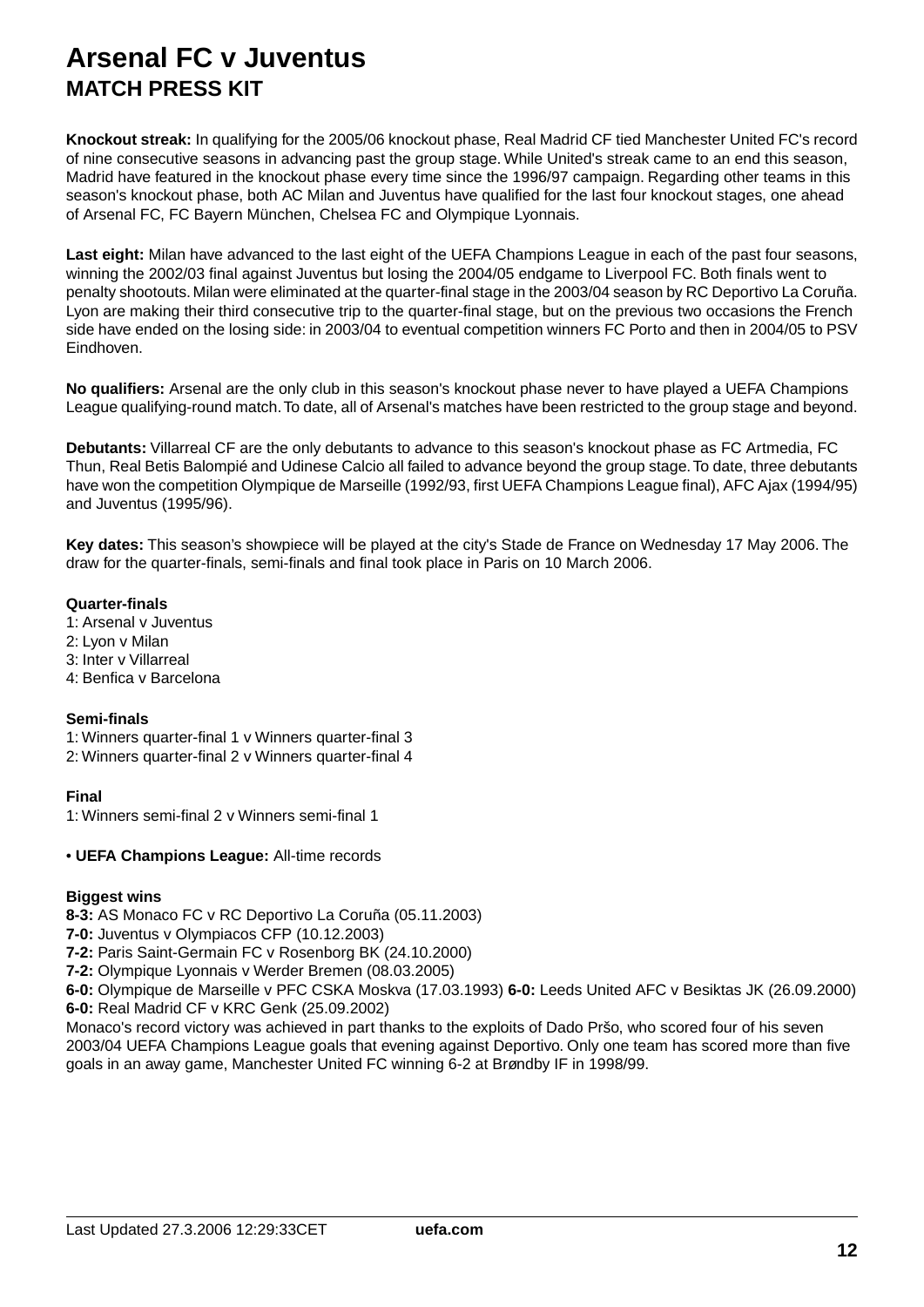# Arsenal FC v Juventus

## MATCH PRESS KIT

**Knockout streak:** In qualifying for the 2005/06 knockout phase, Real Madrid CF tied Manchester United FC's record of nine consecutive seasons in advancing past the group stage. While United's streak came to an end this season, Madrid have featured in the knockout phase every time since the 1996/97 campaign. Regarding other teams in this season's knockout phase, both AC Milan and Juventus have qualified for the last four knockout stages, one ahead of Arsenal FC, FC Bayern München, Chelsea FC and Olympique Lyonnais.

**Last eight:** Milan have advanced to the last eight of the UEFA Champions League in each of the past four seasons, winning the 2002/03 final against Juventus but losing the 2004/05 endgame to Liverpool FC. Both finals went to penalty shootouts. Milan were eliminated at the quarter-final stage in the 2003/04 season by RC Deportivo La Coruña. Lyon are making their third consecutive trip to the quarter-final stage, but on the previous two occasions the French side have ended on the losing side: in 2003/04 to eventual competition winners FC Porto and then in 2004/05 to PSV Eindhoven.

**No qualifiers:** Arsenal are the only club in this season's knockout phase never to have played a UEFA Champions League qualifying-round match. To date, all of Arsenal's matches have been restricted to the group stage and beyond.

**Debutants:** Villarreal CF are the only debutants to advance to this season's knockout phase as FC Artmedia, FC Thun, Real Betis Balompié and Udinese Calcio all failed to advance beyond the group stage. To date, three debutants have won the competition Olympique de Marseille (1992/93, first UEFA Champions League final), AFC Ajax (1994/95) and Juventus (1995/96).

**Key dates:** This season's showpiece will be played at the city's Stade de France on Wednesday 17 May 2006. The draw for the quarter-finals, semi-finals and final took place in Paris on 10 March 2006.

**Quarter-finals**
1: Arsenal v Juventus
2: Lyon v Milan
3: Inter v Villarreal
4: Benfica v Barcelona

**Semi-finals**
1: Winners quarter-final 1 v Winners quarter-final 3
2: Winners quarter-final 2 v Winners quarter-final 4

**Final**
1: Winners semi-final 2 v Winners semi-final 1

• **UEFA Champions League:** All-time records

**Biggest wins**
**8-3:** AS Monaco FC v RC Deportivo La Coruña (05.11.2003)
**7-0:** Juventus v Olympiacos CFP (10.12.2003)
**7-2:** Paris Saint-Germain FC v Rosenborg BK (24.10.2000)
**7-2:** Olympique Lyonnais v Werder Bremen (08.03.2005)
**6-0:** Olympique de Marseille v PFC CSKA Moskva (17.03.1993) **6-0:** Leeds United AFC v Besiktas JK (26.09.2000)
**6-0:** Real Madrid CF v KRC Genk (25.09.2002)
Monaco's record victory was achieved in part thanks to the exploits of Dado Pršo, who scored four of his seven 2003/04 UEFA Champions League goals that evening against Deportivo. Only one team has scored more than five goals in an away game, Manchester United FC winning 6-2 at Brøndby IF in 1998/99.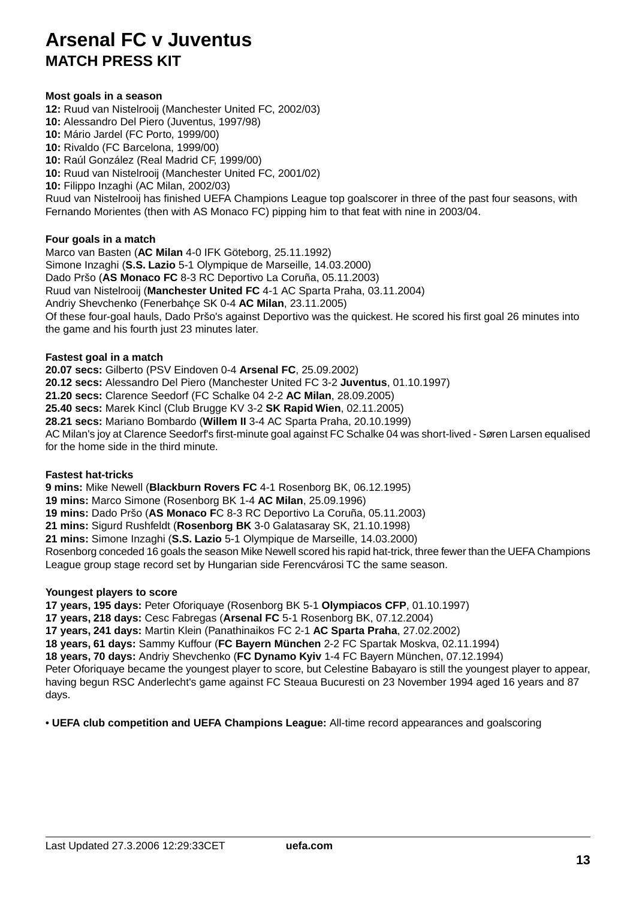# Arsenal FC v Juventus
## MATCH PRESS KIT

**Most goals in a season**

**12:** Ruud van Nistelrooij (Manchester United FC, 2002/03)
**10:** Alessandro Del Piero (Juventus, 1997/98)
**10:** Mário Jardel (FC Porto, 1999/00)
**10:** Rivaldo (FC Barcelona, 1999/00)
**10:** Raúl González (Real Madrid CF, 1999/00)
**10:** Ruud van Nistelrooij (Manchester United FC, 2001/02)
**10:** Filippo Inzaghi (AC Milan, 2002/03)
Ruud van Nistelrooij has finished UEFA Champions League top goalscorer in three of the past four seasons, with Fernando Morientes (then with AS Monaco FC) pipping him to that feat with nine in 2003/04.

**Four goals in a match**

Marco van Basten (**AC Milan** 4-0 IFK Göteborg, 25.11.1992)
Simone Inzaghi (**S.S. Lazio** 5-1 Olympique de Marseille, 14.03.2000)
Dado Pršo (**AS Monaco FC** 8-3 RC Deportivo La Coruña, 05.11.2003)
Ruud van Nistelrooij (**Manchester United FC** 4-1 AC Sparta Praha, 03.11.2004)
Andriy Shevchenko (Fenerbahçe SK 0-4 **AC Milan**, 23.11.2005)
Of these four-goal hauls, Dado Pršo's against Deportivo was the quickest. He scored his first goal 26 minutes into the game and his fourth just 23 minutes later.

**Fastest goal in a match**

**20.07 secs:** Gilberto (PSV Eindoven 0-4 **Arsenal FC**, 25.09.2002)
**20.12 secs:** Alessandro Del Piero (Manchester United FC 3-2 **Juventus**, 01.10.1997)
**21.20 secs:** Clarence Seedorf (FC Schalke 04 2-2 **AC Milan**, 28.09.2005)
**25.40 secs:** Marek Kincl (Club Brugge KV 3-2 **SK Rapid Wien**, 02.11.2005)
**28.21 secs:** Mariano Bombardo (**Willem II** 3-4 AC Sparta Praha, 20.10.1999)
AC Milan's joy at Clarence Seedorf's first-minute goal against FC Schalke 04 was short-lived - Søren Larsen equalised for the home side in the third minute.

**Fastest hat-tricks**

**9 mins:** Mike Newell (**Blackburn Rovers FC** 4-1 Rosenborg BK, 06.12.1995)
**19 mins:** Marco Simone (Rosenborg BK 1-4 **AC Milan**, 25.09.1996)
**19 mins:** Dado Pršo (**AS Monaco F**C 8-3 RC Deportivo La Coruña, 05.11.2003)
**21 mins:** Sigurd Rushfeldt (**Rosenborg BK** 3-0 Galatasaray SK, 21.10.1998)
**21 mins:** Simone Inzaghi (**S.S. Lazio** 5-1 Olympique de Marseille, 14.03.2000)
Rosenborg conceded 16 goals the season Mike Newell scored his rapid hat-trick, three fewer than the UEFA Champions League group stage record set by Hungarian side Ferencvárosi TC the same season.

**Youngest players to score**

**17 years, 195 days:** Peter Oforiquaye (Rosenborg BK 5-1 **Olympiacos CFP**, 01.10.1997)
**17 years, 218 days:** Cesc Fabregas (**Arsenal FC** 5-1 Rosenborg BK, 07.12.2004)
**17 years, 241 days:** Martin Klein (Panathinaikos FC 2-1 **AC Sparta Praha**, 27.02.2002)
**18 years, 61 days:** Sammy Kuffour (**FC Bayern München** 2-2 FC Spartak Moskva, 02.11.1994)
**18 years, 70 days:** Andriy Shevchenko (**FC Dynamo Kyiv** 1-4 FC Bayern München, 07.12.1994)
Peter Oforiquaye became the youngest player to score, but Celestine Babayaro is still the youngest player to appear, having begun RSC Anderlecht's game against FC Steaua Bucuresti on 23 November 1994 aged 16 years and 87 days.

• **UEFA club competition and UEFA Champions League:** All-time record appearances and goalscoring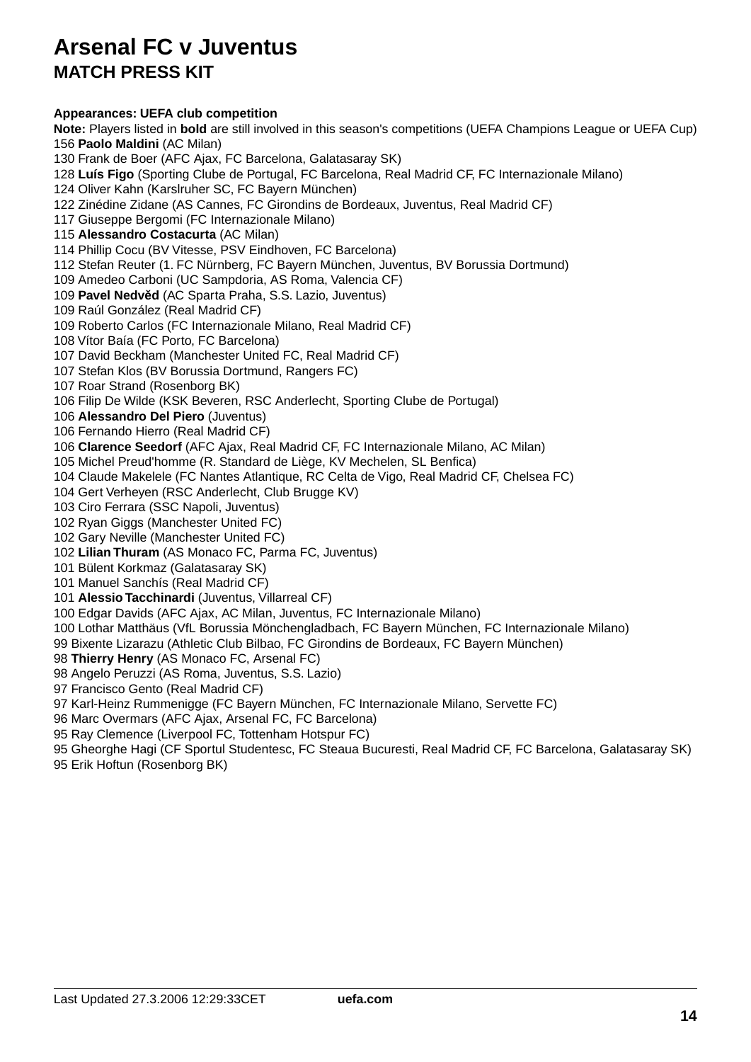# Arsenal FC v Juventus

## MATCH PRESS KIT

**Appearances: UEFA club competition**

**Note:** Players listed in **bold** are still involved in this season's competitions (UEFA Champions League or UEFA Cup)

156 **Paolo Maldini** (AC Milan)
130 Frank de Boer (AFC Ajax, FC Barcelona, Galatasaray SK)
128 **Luís Figo** (Sporting Clube de Portugal, FC Barcelona, Real Madrid CF, FC Internazionale Milano)
124 Oliver Kahn (Karslruher SC, FC Bayern München)
122 Zinédine Zidane (AS Cannes, FC Girondins de Bordeaux, Juventus, Real Madrid CF)
117 Giuseppe Bergomi (FC Internazionale Milano)
115 **Alessandro Costacurta** (AC Milan)
114 Phillip Cocu (BV Vitesse, PSV Eindhoven, FC Barcelona)
112 Stefan Reuter (1. FC Nürnberg, FC Bayern München, Juventus, BV Borussia Dortmund)
109 Amedeo Carboni (UC Sampdoria, AS Roma, Valencia CF)
109 **Pavel Nedvěd** (AC Sparta Praha, S.S. Lazio, Juventus)
109 Raúl González (Real Madrid CF)
109 Roberto Carlos (FC Internazionale Milano, Real Madrid CF)
108 Vítor Baía (FC Porto, FC Barcelona)
107 David Beckham (Manchester United FC, Real Madrid CF)
107 Stefan Klos (BV Borussia Dortmund, Rangers FC)
107 Roar Strand (Rosenborg BK)
106 Filip De Wilde (KSK Beveren, RSC Anderlecht, Sporting Clube de Portugal)
106 **Alessandro Del Piero** (Juventus)
106 Fernando Hierro (Real Madrid CF)
106 **Clarence Seedorf** (AFC Ajax, Real Madrid CF, FC Internazionale Milano, AC Milan)
105 Michel Preud'homme (R. Standard de Liège, KV Mechelen, SL Benfica)
104 Claude Makelele (FC Nantes Atlantique, RC Celta de Vigo, Real Madrid CF, Chelsea FC)
104 Gert Verheyen (RSC Anderlecht, Club Brugge KV)
103 Ciro Ferrara (SSC Napoli, Juventus)
102 Ryan Giggs (Manchester United FC)
102 Gary Neville (Manchester United FC)
102 **Lilian Thuram** (AS Monaco FC, Parma FC, Juventus)
101 Bülent Korkmaz (Galatasaray SK)
101 Manuel Sanchís (Real Madrid CF)
101 **Alessio Tacchinardi** (Juventus, Villarreal CF)
100 Edgar Davids (AFC Ajax, AC Milan, Juventus, FC Internazionale Milano)
100 Lothar Matthäus (VfL Borussia Mönchengladbach, FC Bayern München, FC Internazionale Milano)
99 Bixente Lizarazu (Athletic Club Bilbao, FC Girondins de Bordeaux, FC Bayern München)
98 **Thierry Henry** (AS Monaco FC, Arsenal FC)
98 Angelo Peruzzi (AS Roma, Juventus, S.S. Lazio)
97 Francisco Gento (Real Madrid CF)
97 Karl-Heinz Rummenigge (FC Bayern München, FC Internazionale Milano, Servette FC)
96 Marc Overmars (AFC Ajax, Arsenal FC, FC Barcelona)
95 Ray Clemence (Liverpool FC, Tottenham Hotspur FC)
95 Gheorghe Hagi (CF Sportul Studentesc, FC Steaua Bucuresti, Real Madrid CF, FC Barcelona, Galatasaray SK)
95 Erik Hoftun (Rosenborg BK)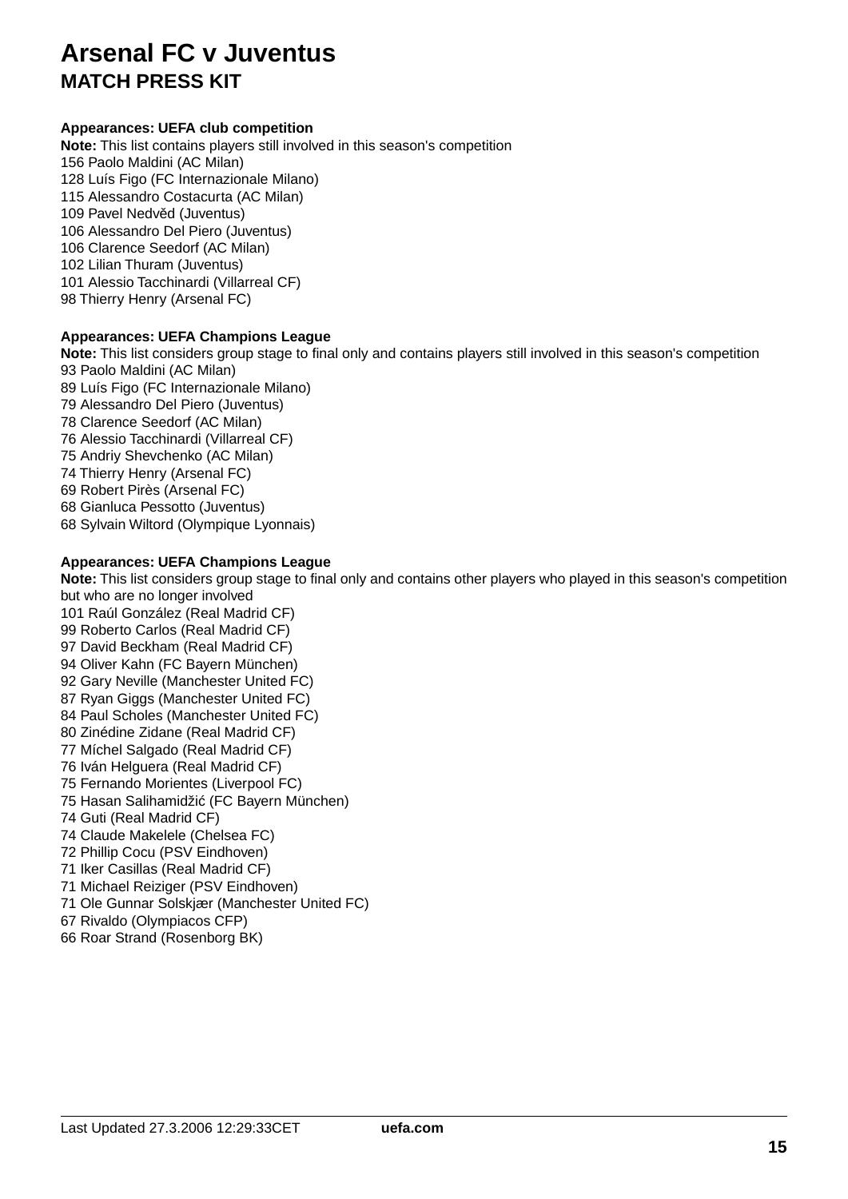# Arsenal FC v Juventus
## MATCH PRESS KIT

**Appearances: UEFA club competition**
**Note:** This list contains players still involved in this season's competition
156 Paolo Maldini (AC Milan)
128 Luís Figo (FC Internazionale Milano)
115 Alessandro Costacurta (AC Milan)
109 Pavel Nedvěd (Juventus)
106 Alessandro Del Piero (Juventus)
106 Clarence Seedorf (AC Milan)
102 Lilian Thuram (Juventus)
101 Alessio Tacchinardi (Villarreal CF)
98 Thierry Henry (Arsenal FC)

**Appearances: UEFA Champions League**
**Note:** This list considers group stage to final only and contains players still involved in this season's competition
93 Paolo Maldini (AC Milan)
89 Luís Figo (FC Internazionale Milano)
79 Alessandro Del Piero (Juventus)
78 Clarence Seedorf (AC Milan)
76 Alessio Tacchinardi (Villarreal CF)
75 Andriy Shevchenko (AC Milan)
74 Thierry Henry (Arsenal FC)
69 Robert Pirès (Arsenal FC)
68 Gianluca Pessotto (Juventus)
68 Sylvain Wiltord (Olympique Lyonnais)

**Appearances: UEFA Champions League**
**Note:** This list considers group stage to final only and contains other players who played in this season's competition but who are no longer involved
101 Raúl González (Real Madrid CF)
99 Roberto Carlos (Real Madrid CF)
97 David Beckham (Real Madrid CF)
94 Oliver Kahn (FC Bayern München)
92 Gary Neville (Manchester United FC)
87 Ryan Giggs (Manchester United FC)
84 Paul Scholes (Manchester United FC)
80 Zinédine Zidane (Real Madrid CF)
77 Míchel Salgado (Real Madrid CF)
76 Iván Helguera (Real Madrid CF)
75 Fernando Morientes (Liverpool FC)
75 Hasan Salihamidžić (FC Bayern München)
74 Guti (Real Madrid CF)
74 Claude Makelele (Chelsea FC)
72 Phillip Cocu (PSV Eindhoven)
71 Iker Casillas (Real Madrid CF)
71 Michael Reiziger (PSV Eindhoven)
71 Ole Gunnar Solskjær (Manchester United FC)
67 Rivaldo (Olympiacos CFP)
66 Roar Strand (Rosenborg BK)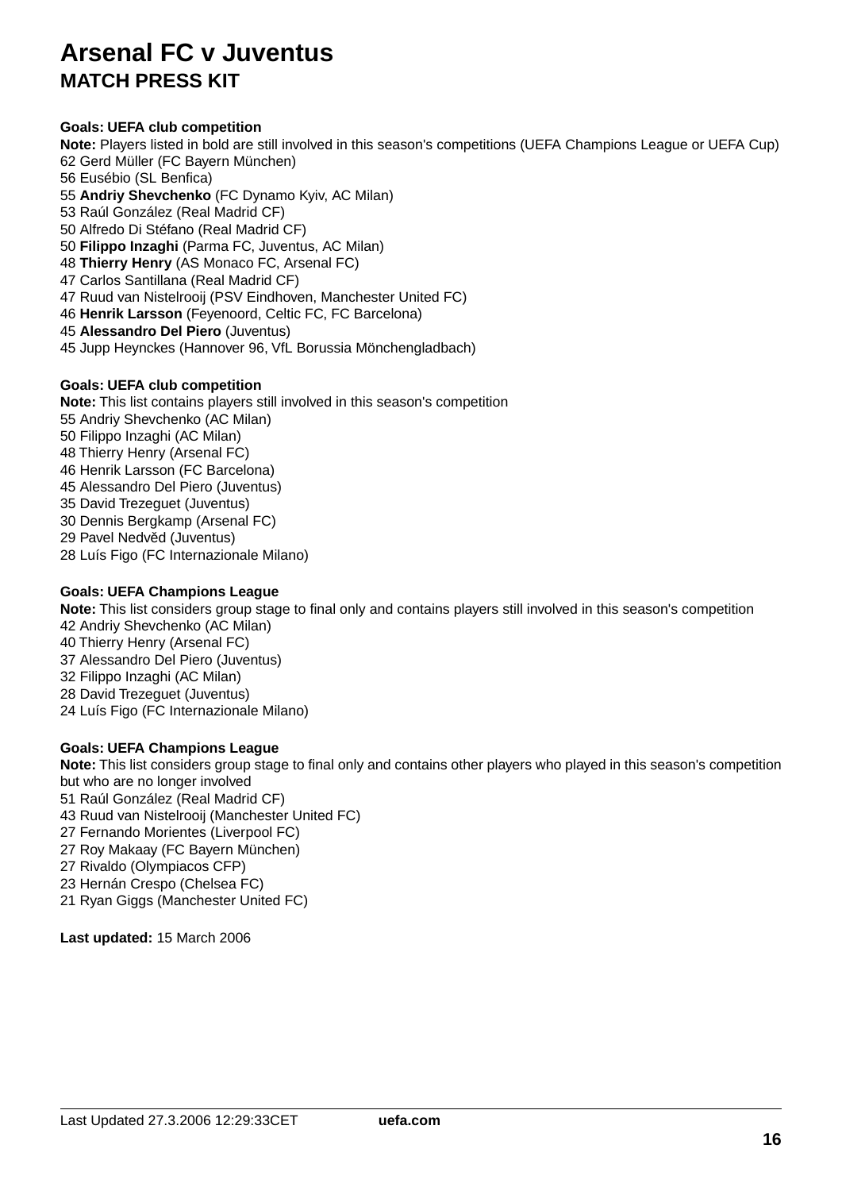# Arsenal FC v Juventus
## MATCH PRESS KIT

**Goals: UEFA club competition**

**Note:** Players listed in bold are still involved in this season's competitions (UEFA Champions League or UEFA Cup)

62 Gerd Müller (FC Bayern München)
56 Eusébio (SL Benfica)
55 **Andriy Shevchenko** (FC Dynamo Kyiv, AC Milan)
53 Raúl González (Real Madrid CF)
50 Alfredo Di Stéfano (Real Madrid CF)
50 **Filippo Inzaghi** (Parma FC, Juventus, AC Milan)
48 **Thierry Henry** (AS Monaco FC, Arsenal FC)
47 Carlos Santillana (Real Madrid CF)
47 Ruud van Nistelrooij (PSV Eindhoven, Manchester United FC)
46 **Henrik Larsson** (Feyenoord, Celtic FC, FC Barcelona)
45 **Alessandro Del Piero** (Juventus)
45 Jupp Heynckes (Hannover 96, VfL Borussia Mönchengladbach)

**Goals: UEFA club competition**

**Note:** This list contains players still involved in this season's competition

55 Andriy Shevchenko (AC Milan)
50 Filippo Inzaghi (AC Milan)
48 Thierry Henry (Arsenal FC)
46 Henrik Larsson (FC Barcelona)
45 Alessandro Del Piero (Juventus)
35 David Trezeguet (Juventus)
30 Dennis Bergkamp (Arsenal FC)
29 Pavel Nedvěd (Juventus)
28 Luís Figo (FC Internazionale Milano)

**Goals: UEFA Champions League**

**Note:** This list considers group stage to final only and contains players still involved in this season's competition

42 Andriy Shevchenko (AC Milan)
40 Thierry Henry (Arsenal FC)
37 Alessandro Del Piero (Juventus)
32 Filippo Inzaghi (AC Milan)
28 David Trezeguet (Juventus)
24 Luís Figo (FC Internazionale Milano)

**Goals: UEFA Champions League**

**Note:** This list considers group stage to final only and contains other players who played in this season's competition but who are no longer involved

51 Raúl González (Real Madrid CF)
43 Ruud van Nistelrooij (Manchester United FC)
27 Fernando Morientes (Liverpool FC)
27 Roy Makaay (FC Bayern München)
27 Rivaldo (Olympiacos CFP)
23 Hernán Crespo (Chelsea FC)
21 Ryan Giggs (Manchester United FC)

**Last updated:** 15 March 2006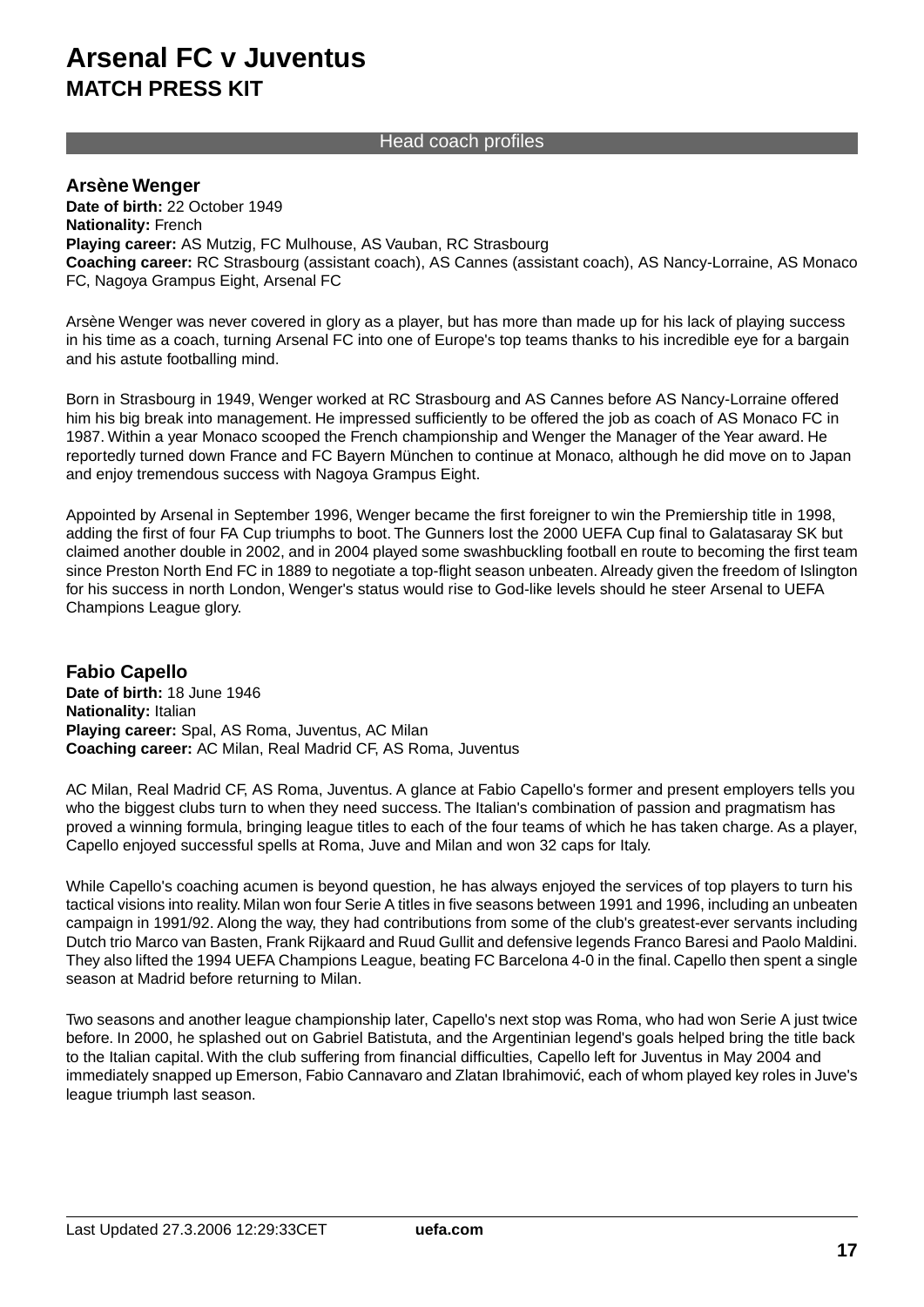# Arsenal FC v Juventus
## MATCH PRESS KIT

### Head coach profiles

**Arsène Wenger**
**Date of birth:** 22 October 1949
**Nationality:** French
**Playing career:** AS Mutzig, FC Mulhouse, AS Vauban, RC Strasbourg
**Coaching career:** RC Strasbourg (assistant coach), AS Cannes (assistant coach), AS Nancy-Lorraine, AS Monaco FC, Nagoya Grampus Eight, Arsenal FC

Arsène Wenger was never covered in glory as a player, but has more than made up for his lack of playing success in his time as a coach, turning Arsenal FC into one of Europe's top teams thanks to his incredible eye for a bargain and his astute footballing mind.

Born in Strasbourg in 1949, Wenger worked at RC Strasbourg and AS Cannes before AS Nancy-Lorraine offered him his big break into management. He impressed sufficiently to be offered the job as coach of AS Monaco FC in 1987. Within a year Monaco scooped the French championship and Wenger the Manager of the Year award. He reportedly turned down France and FC Bayern München to continue at Monaco, although he did move on to Japan and enjoy tremendous success with Nagoya Grampus Eight.

Appointed by Arsenal in September 1996, Wenger became the first foreigner to win the Premiership title in 1998, adding the first of four FA Cup triumphs to boot. The Gunners lost the 2000 UEFA Cup final to Galatasaray SK but claimed another double in 2002, and in 2004 played some swashbuckling football en route to becoming the first team since Preston North End FC in 1889 to negotiate a top-flight season unbeaten. Already given the freedom of Islington for his success in north London, Wenger's status would rise to God-like levels should he steer Arsenal to UEFA Champions League glory.

**Fabio Capello**
**Date of birth:** 18 June 1946
**Nationality:** Italian
**Playing career:** Spal, AS Roma, Juventus, AC Milan
**Coaching career:** AC Milan, Real Madrid CF, AS Roma, Juventus

AC Milan, Real Madrid CF, AS Roma, Juventus. A glance at Fabio Capello's former and present employers tells you who the biggest clubs turn to when they need success. The Italian's combination of passion and pragmatism has proved a winning formula, bringing league titles to each of the four teams of which he has taken charge. As a player, Capello enjoyed successful spells at Roma, Juve and Milan and won 32 caps for Italy.

While Capello's coaching acumen is beyond question, he has always enjoyed the services of top players to turn his tactical visions into reality. Milan won four Serie A titles in five seasons between 1991 and 1996, including an unbeaten campaign in 1991/92. Along the way, they had contributions from some of the club's greatest-ever servants including Dutch trio Marco van Basten, Frank Rijkaard and Ruud Gullit and defensive legends Franco Baresi and Paolo Maldini. They also lifted the 1994 UEFA Champions League, beating FC Barcelona 4-0 in the final. Capello then spent a single season at Madrid before returning to Milan.

Two seasons and another league championship later, Capello's next stop was Roma, who had won Serie A just twice before. In 2000, he splashed out on Gabriel Batistuta, and the Argentinian legend's goals helped bring the title back to the Italian capital. With the club suffering from financial difficulties, Capello left for Juventus in May 2004 and immediately snapped up Emerson, Fabio Cannavaro and Zlatan Ibrahimović, each of whom played key roles in Juve's league triumph last season.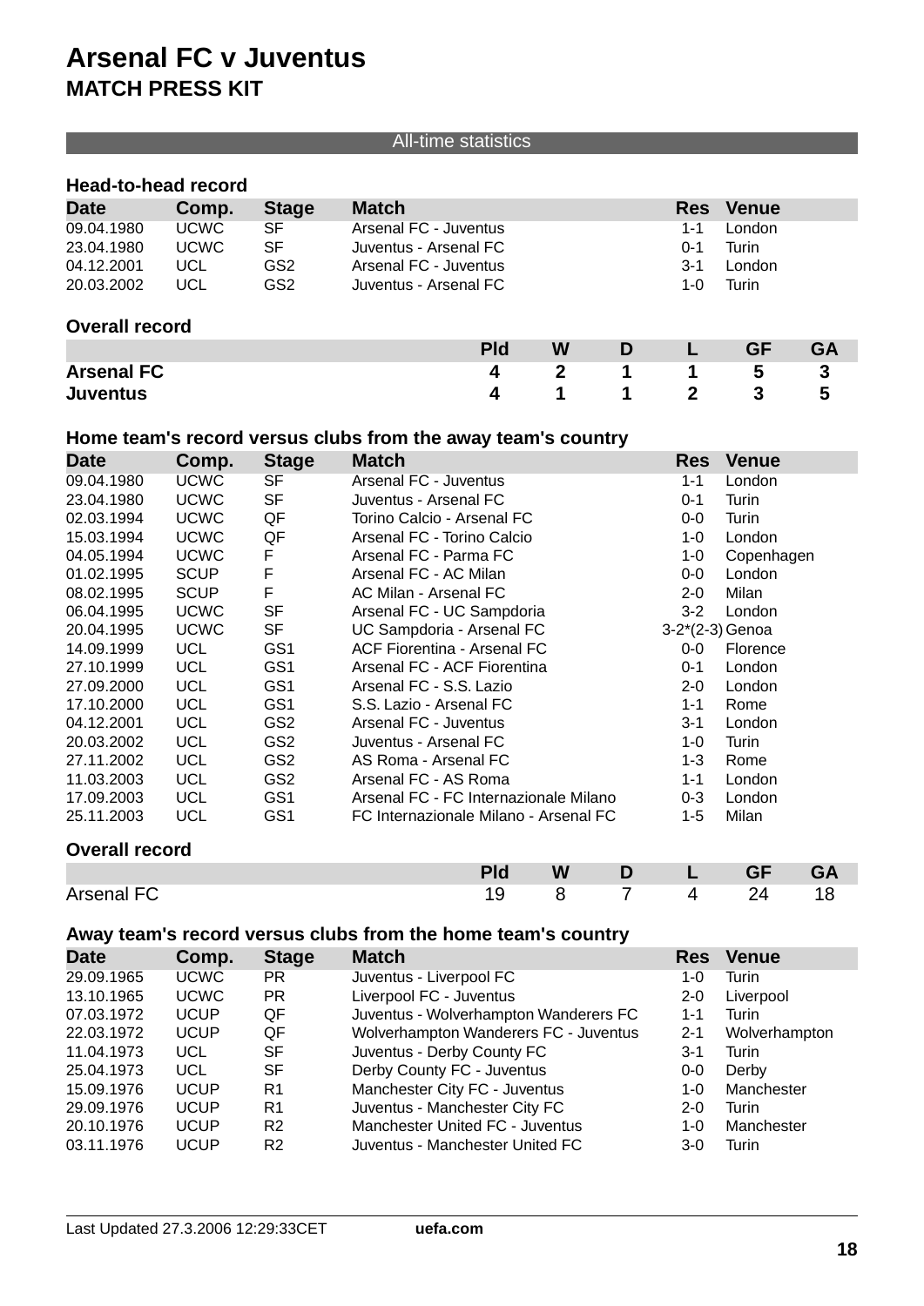# Arsenal FC v Juventus

## MATCH PRESS KIT

All-time statistics

### Head-to-head record

| Date | Comp. | Stage | Match | Res | Venue |
|---|---|---|---|---|---|
| 09.04.1980 | UCWC | SF | Arsenal FC - Juventus | 1-1 | London |
| 23.04.1980 | UCWC | SF | Juventus - Arsenal FC | 0-1 | Turin |
| 04.12.2001 | UCL | GS2 | Arsenal FC - Juventus | 3-1 | London |
| 20.03.2002 | UCL | GS2 | Juventus - Arsenal FC | 1-0 | Turin |

### Overall record

| | Pld | W | D | L | GF | GA |
|---|---|---|---|---|---|---|
| **Arsenal FC** | **4** | **2** | **1** | **1** | **5** | **3** |
| **Juventus** | **4** | **1** | **1** | **2** | **3** | **5** |

### Home team's record versus clubs from the away team's country

| Date | Comp. | Stage | Match | Res | Venue |
|---|---|---|---|---|---|
| 09.04.1980 | UCWC | SF | Arsenal FC - Juventus | 1-1 | London |
| 23.04.1980 | UCWC | SF | Juventus - Arsenal FC | 0-1 | Turin |
| 02.03.1994 | UCWC | QF | Torino Calcio - Arsenal FC | 0-0 | Turin |
| 15.03.1994 | UCWC | QF | Arsenal FC - Torino Calcio | 1-0 | London |
| 04.05.1994 | UCWC | F | Arsenal FC - Parma FC | 1-0 | Copenhagen |
| 01.02.1995 | SCUP | F | Arsenal FC - AC Milan | 0-0 | London |
| 08.02.1995 | SCUP | F | AC Milan - Arsenal FC | 2-0 | Milan |
| 06.04.1995 | UCWC | SF | Arsenal FC - UC Sampdoria | 3-2 | London |
| 20.04.1995 | UCWC | SF | UC Sampdoria - Arsenal FC | 3-2*(2-3) | Genoa |
| 14.09.1999 | UCL | GS1 | ACF Fiorentina - Arsenal FC | 0-0 | Florence |
| 27.10.1999 | UCL | GS1 | Arsenal FC - ACF Fiorentina | 0-1 | London |
| 27.09.2000 | UCL | GS1 | Arsenal FC - S.S. Lazio | 2-0 | London |
| 17.10.2000 | UCL | GS1 | S.S. Lazio - Arsenal FC | 1-1 | Rome |
| 04.12.2001 | UCL | GS2 | Arsenal FC - Juventus | 3-1 | London |
| 20.03.2002 | UCL | GS2 | Juventus - Arsenal FC | 1-0 | Turin |
| 27.11.2002 | UCL | GS2 | AS Roma - Arsenal FC | 1-3 | Rome |
| 11.03.2003 | UCL | GS2 | Arsenal FC - AS Roma | 1-1 | London |
| 17.09.2003 | UCL | GS1 | Arsenal FC - FC Internazionale Milano | 0-3 | London |
| 25.11.2003 | UCL | GS1 | FC Internazionale Milano - Arsenal FC | 1-5 | Milan |

### Overall record

| | Pld | W | D | L | GF | GA |
|---|---|---|---|---|---|---|
| Arsenal FC | 19 | 8 | 7 | 4 | 24 | 18 |

### Away team's record versus clubs from the home team's country

| Date | Comp. | Stage | Match | Res | Venue |
|---|---|---|---|---|---|
| 29.09.1965 | UCWC | PR | Juventus - Liverpool FC | 1-0 | Turin |
| 13.10.1965 | UCWC | PR | Liverpool FC - Juventus | 2-0 | Liverpool |
| 07.03.1972 | UCUP | QF | Juventus - Wolverhampton Wanderers FC | 1-1 | Turin |
| 22.03.1972 | UCUP | QF | Wolverhampton Wanderers FC - Juventus | 2-1 | Wolverhampton |
| 11.04.1973 | UCL | SF | Juventus - Derby County FC | 3-1 | Turin |
| 25.04.1973 | UCL | SF | Derby County FC - Juventus | 0-0 | Derby |
| 15.09.1976 | UCUP | R1 | Manchester City FC - Juventus | 1-0 | Manchester |
| 29.09.1976 | UCUP | R1 | Juventus - Manchester City FC | 2-0 | Turin |
| 20.10.1976 | UCUP | R2 | Manchester United FC - Juventus | 1-0 | Manchester |
| 03.11.1976 | UCUP | R2 | Juventus - Manchester United FC | 3-0 | Turin |

Last Updated 27.3.2006 12:29:33CET **uefa.com**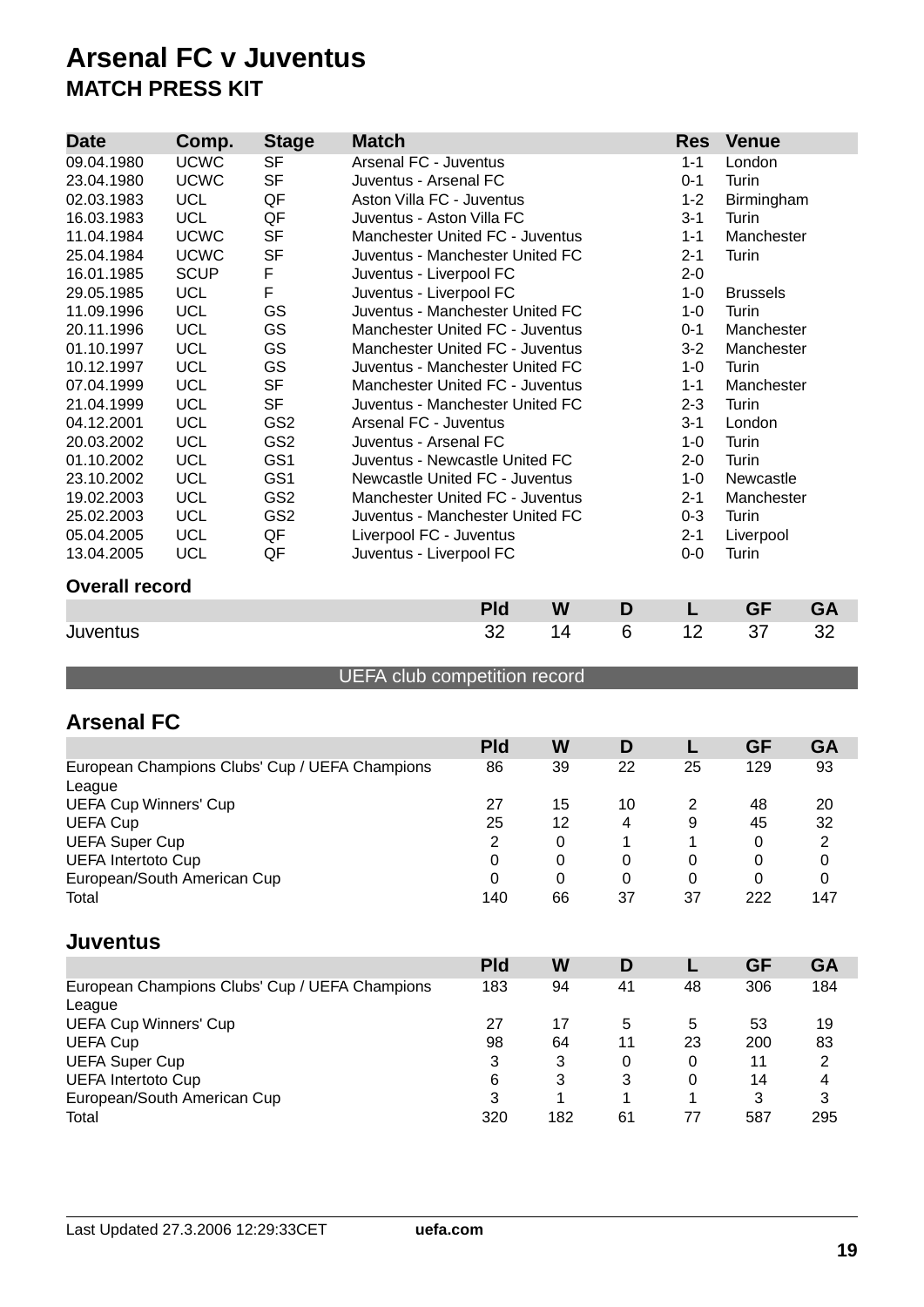# Arsenal FC v Juventus

## MATCH PRESS KIT

| Date | Comp. | Stage | Match | Res | Venue |
|---|---|---|---|---|---|
| 09.04.1980 | UCWC | SF | Arsenal FC - Juventus | 1-1 | London |
| 23.04.1980 | UCWC | SF | Juventus - Arsenal FC | 0-1 | Turin |
| 02.03.1983 | UCL | QF | Aston Villa FC - Juventus | 1-2 | Birmingham |
| 16.03.1983 | UCL | QF | Juventus - Aston Villa FC | 3-1 | Turin |
| 11.04.1984 | UCWC | SF | Manchester United FC - Juventus | 1-1 | Manchester |
| 25.04.1984 | UCWC | SF | Juventus - Manchester United FC | 2-1 | Turin |
| 16.01.1985 | SCUP | F | Juventus - Liverpool FC | 2-0 | |
| 29.05.1985 | UCL | F | Juventus - Liverpool FC | 1-0 | Brussels |
| 11.09.1996 | UCL | GS | Juventus - Manchester United FC | 1-0 | Turin |
| 20.11.1996 | UCL | GS | Manchester United FC - Juventus | 0-1 | Manchester |
| 01.10.1997 | UCL | GS | Manchester United FC - Juventus | 3-2 | Manchester |
| 10.12.1997 | UCL | GS | Juventus - Manchester United FC | 1-0 | Turin |
| 07.04.1999 | UCL | SF | Manchester United FC - Juventus | 1-1 | Manchester |
| 21.04.1999 | UCL | SF | Juventus - Manchester United FC | 2-3 | Turin |
| 04.12.2001 | UCL | GS2 | Arsenal FC - Juventus | 3-1 | London |
| 20.03.2002 | UCL | GS2 | Juventus - Arsenal FC | 1-0 | Turin |
| 01.10.2002 | UCL | GS1 | Juventus - Newcastle United FC | 2-0 | Turin |
| 23.10.2002 | UCL | GS1 | Newcastle United FC - Juventus | 1-0 | Newcastle |
| 19.02.2003 | UCL | GS2 | Manchester United FC - Juventus | 2-1 | Manchester |
| 25.02.2003 | UCL | GS2 | Juventus - Manchester United FC | 0-3 | Turin |
| 05.04.2005 | UCL | QF | Liverpool FC - Juventus | 2-1 | Liverpool |
| 13.04.2005 | UCL | QF | Juventus - Liverpool FC | 0-0 | Turin |

### Overall record

| | Pld | W | D | L | GF | GA |
|---|---|---|---|---|---|---|
| Juventus | 32 | 14 | 6 | 12 | 37 | 32 |

## UEFA club competition record

### Arsenal FC

| | Pld | W | D | L | GF | GA |
|---|---|---|---|---|---|---|
| European Champions Clubs' Cup / UEFA Champions League | 86 | 39 | 22 | 25 | 129 | 93 |
| UEFA Cup Winners' Cup | 27 | 15 | 10 | 2 | 48 | 20 |
| UEFA Cup | 25 | 12 | 4 | 9 | 45 | 32 |
| UEFA Super Cup | 2 | 0 | 1 | 1 | 0 | 2 |
| UEFA Intertoto Cup | 0 | 0 | 0 | 0 | 0 | 0 |
| European/South American Cup | 0 | 0 | 0 | 0 | 0 | 0 |
| Total | 140 | 66 | 37 | 37 | 222 | 147 |

### Juventus

| | Pld | W | D | L | GF | GA |
|---|---|---|---|---|---|---|
| European Champions Clubs' Cup / UEFA Champions League | 183 | 94 | 41 | 48 | 306 | 184 |
| UEFA Cup Winners' Cup | 27 | 17 | 5 | 5 | 53 | 19 |
| UEFA Cup | 98 | 64 | 11 | 23 | 200 | 83 |
| UEFA Super Cup | 3 | 3 | 0 | 0 | 11 | 2 |
| UEFA Intertoto Cup | 6 | 3 | 3 | 0 | 14 | 4 |
| European/South American Cup | 3 | 1 | 1 | 1 | 3 | 3 |
| Total | 320 | 182 | 61 | 77 | 587 | 295 |

Last Updated 27.3.2006 12:29:33CET **uefa.com**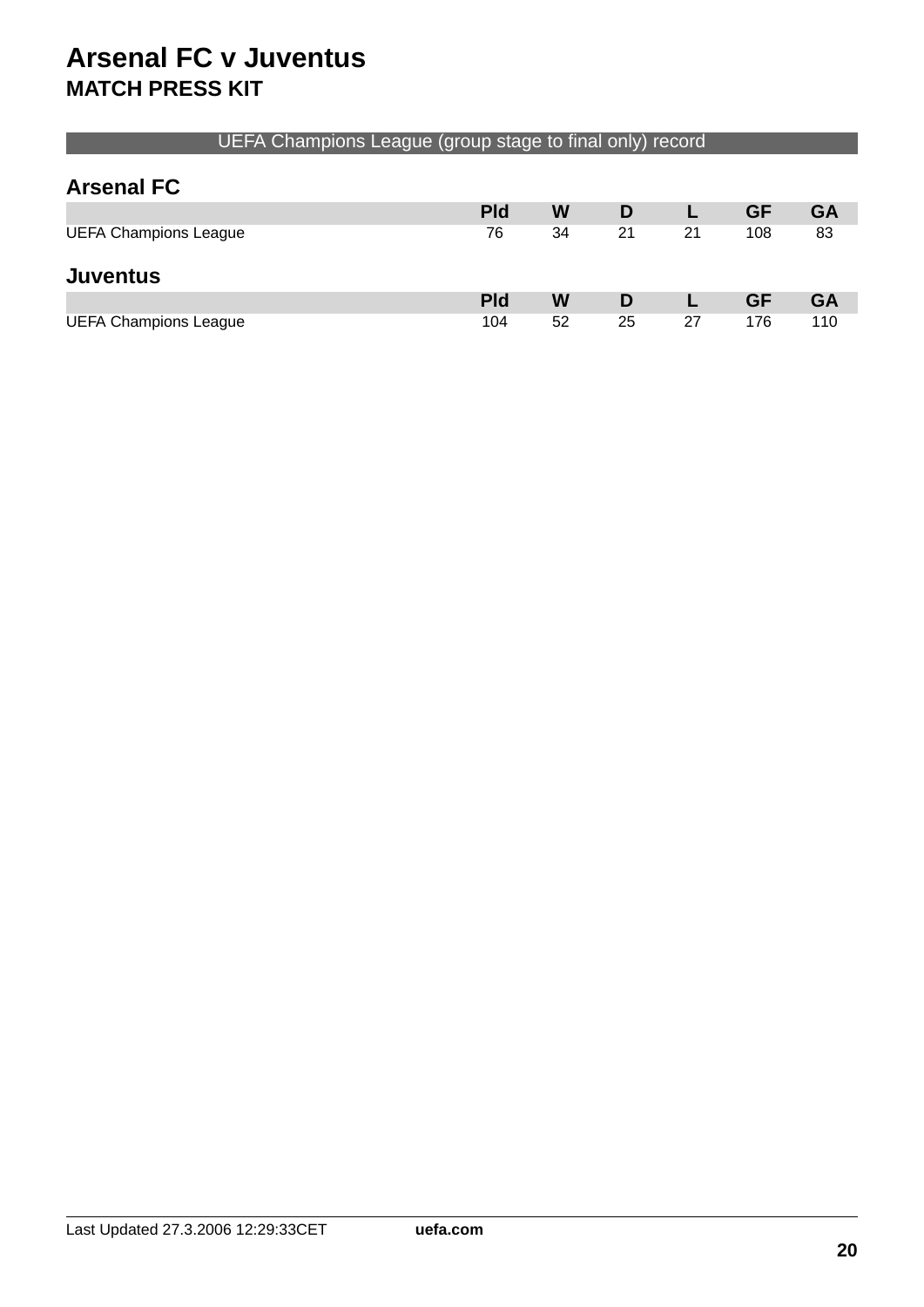# Arsenal FC v Juventus
## MATCH PRESS KIT

UEFA Champions League (group stage to final only) record

### Arsenal FC

| | Pld | W | D | L | GF | GA |
|---|---|---|---|---|---|---|
| UEFA Champions League | 76 | 34 | 21 | 21 | 108 | 83 |

### Juventus

| | Pld | W | D | L | GF | GA |
|---|---|---|---|---|---|---|
| UEFA Champions League | 104 | 52 | 25 | 27 | 176 | 110 |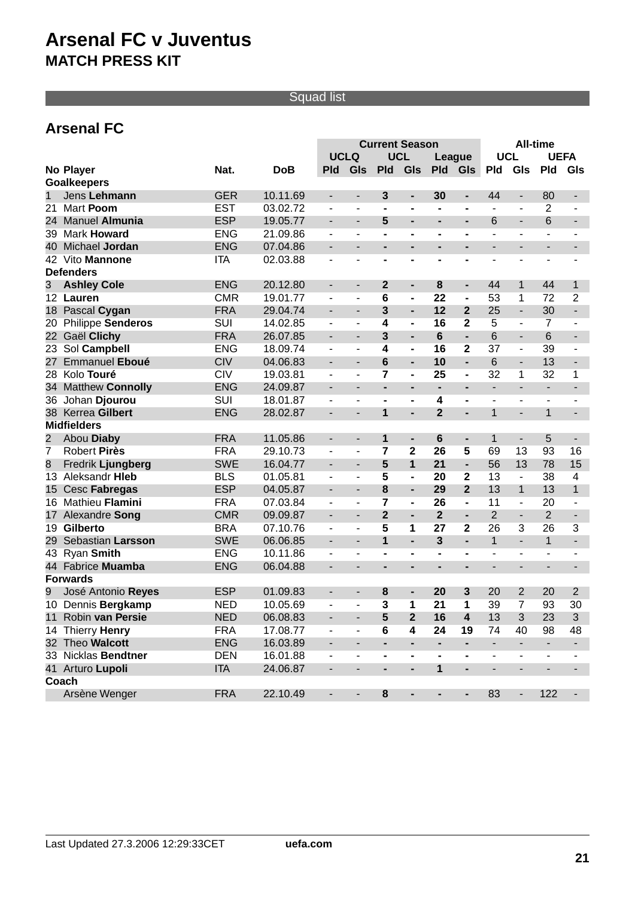# Arsenal FC v Juventus

## MATCH PRESS KIT

Squad list

### Arsenal FC

| | | | | Current Season | | | | | | All-time | | | |
|---|---|---|---|---|---|---|---|---|---|---|---|---|---|
| | | | | UCLQ | | UCL | | League | | UCL | | UEFA | |
| **No** | **Player** | **Nat.** | **DoB** | **Pld** | **Gls** | **Pld** | **Gls** | **Pld** | **Gls** | **Pld** | **Gls** | **Pld** | **Gls** |
| **Goalkeepers** | | | | | | | | | | | | | |
| 1 | Jens **Lehmann** | GER | 10.11.69 | - | - | **3** | **-** | **30** | **-** | 44 | - | 80 | - |
| 21 | Mart **Poom** | EST | 03.02.72 | - | - | **-** | **-** | **-** | **-** | - | - | 2 | - |
| 24 | Manuel **Almunia** | ESP | 19.05.77 | - | - | **5** | **-** | **-** | **-** | 6 | - | 6 | - |
| 39 | Mark **Howard** | ENG | 21.09.86 | - | - | **-** | **-** | **-** | **-** | - | - | - | - |
| 40 | Michael **Jordan** | ENG | 07.04.86 | - | - | **-** | **-** | **-** | **-** | - | - | - | - |
| 42 | Vito **Mannone** | ITA | 02.03.88 | - | - | **-** | **-** | **-** | **-** | - | - | - | - |
| **Defenders** | | | | | | | | | | | | | |
| 3 | **Ashley Cole** | ENG | 20.12.80 | - | - | **2** | **-** | **8** | **-** | 44 | 1 | 44 | 1 |
| 12 | **Lauren** | CMR | 19.01.77 | - | - | **6** | **-** | **22** | **-** | 53 | 1 | 72 | 2 |
| 18 | Pascal **Cygan** | FRA | 29.04.74 | - | - | **3** | **-** | **12** | **2** | 25 | - | 30 | - |
| 20 | Philippe **Senderos** | SUI | 14.02.85 | - | - | **4** | **-** | **16** | **2** | 5 | - | 7 | - |
| 22 | Gaël **Clichy** | FRA | 26.07.85 | - | - | **3** | **-** | **6** | **-** | 6 | - | 6 | - |
| 23 | Sol **Campbell** | ENG | 18.09.74 | - | - | **4** | **-** | **16** | **2** | 37 | - | 39 | - |
| 27 | Emmanuel **Eboué** | CIV | 04.06.83 | - | - | **6** | **-** | **10** | **-** | 6 | - | 13 | - |
| 28 | Kolo **Touré** | CIV | 19.03.81 | - | - | **7** | **-** | **25** | **-** | 32 | 1 | 32 | 1 |
| 34 | Matthew **Connolly** | ENG | 24.09.87 | - | - | **-** | **-** | **-** | **-** | - | - | - | - |
| 36 | Johan **Djourou** | SUI | 18.01.87 | - | - | **-** | **-** | **4** | **-** | - | - | - | - |
| 38 | Kerrea **Gilbert** | ENG | 28.02.87 | - | - | **1** | **-** | **2** | **-** | 1 | - | 1 | - |
| **Midfielders** | | | | | | | | | | | | | |
| 2 | Abou **Diaby** | FRA | 11.05.86 | - | - | **1** | **-** | **6** | **-** | 1 | - | 5 | - |
| 7 | Robert **Pirès** | FRA | 29.10.73 | - | - | **7** | **2** | **26** | **5** | 69 | 13 | 93 | 16 |
| 8 | Fredrik **Ljungberg** | SWE | 16.04.77 | - | - | **5** | **1** | **21** | **-** | 56 | 13 | 78 | 15 |
| 13 | Aleksandr **Hleb** | BLS | 01.05.81 | - | - | **5** | **-** | **20** | **2** | 13 | - | 38 | 4 |
| 15 | Cesc **Fabregas** | ESP | 04.05.87 | - | - | **8** | **-** | **29** | **2** | 13 | 1 | 13 | 1 |
| 16 | Mathieu **Flamini** | FRA | 07.03.84 | - | - | **7** | **-** | **26** | **-** | 11 | - | 20 | - |
| 17 | Alexandre **Song** | CMR | 09.09.87 | - | - | **2** | **-** | **2** | **-** | 2 | - | 2 | - |
| 19 | **Gilberto** | BRA | 07.10.76 | - | - | **5** | **1** | **27** | **2** | 26 | 3 | 26 | 3 |
| 29 | Sebastian **Larsson** | SWE | 06.06.85 | - | - | **1** | **-** | **3** | **-** | 1 | - | 1 | - |
| 43 | Ryan **Smith** | ENG | 10.11.86 | - | - | **-** | **-** | **-** | **-** | - | - | - | - |
| 44 | Fabrice **Muamba** | ENG | 06.04.88 | - | - | **-** | **-** | **-** | **-** | - | - | - | - |
| **Forwards** | | | | | | | | | | | | | |
| 9 | José Antonio **Reyes** | ESP | 01.09.83 | - | - | **8** | **-** | **20** | **3** | 20 | 2 | 20 | 2 |
| 10 | Dennis **Bergkamp** | NED | 10.05.69 | - | - | **3** | **1** | **21** | **1** | 39 | 7 | 93 | 30 |
| 11 | Robin **van Persie** | NED | 06.08.83 | - | - | **5** | **2** | **16** | **4** | 13 | 3 | 23 | 3 |
| 14 | Thierry **Henry** | FRA | 17.08.77 | - | - | **6** | **4** | **24** | **19** | 74 | 40 | 98 | 48 |
| 32 | Theo **Walcott** | ENG | 16.03.89 | - | - | **-** | **-** | **-** | **-** | - | - | - | - |
| 33 | Nicklas **Bendtner** | DEN | 16.01.88 | - | - | **-** | **-** | **-** | **-** | - | - | - | - |
| 41 | Arturo **Lupoli** | ITA | 24.06.87 | - | - | **-** | **-** | **1** | **-** | - | - | - | - |
| **Coach** | | | | | | | | | | | | | |
| | Arsène Wenger | FRA | 22.10.49 | - | - | **8** | **-** | **-** | **-** | 83 | - | 122 | - |

Last Updated 27.3.2006 12:29:33CET **uefa.com**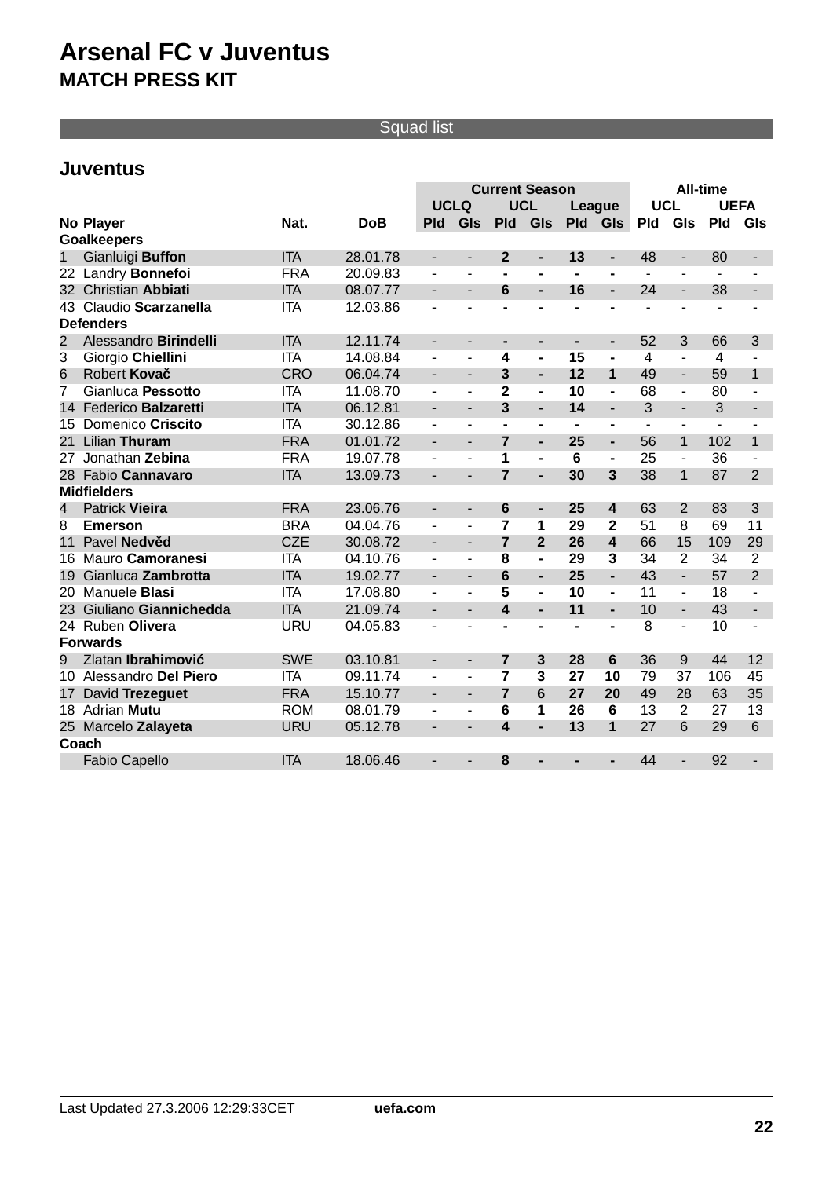# Arsenal FC v Juventus

## MATCH PRESS KIT

Squad list

### Juventus

| | | | | Current Season | | | | | | All-time | | | |
|---|---|---|---|---|---|---|---|---|---|---|---|---|---|
| | | | | UCLQ | | UCL | | League | | UCL | | UEFA | |
| No | Player | Nat. | DoB | Pld | Gls | Pld | Gls | Pld | Gls | Pld | Gls | Pld | Gls |
| **Goalkeepers** | | | | | | | | | | | | | |
| 1 | Gianluigi **Buffon** | ITA | 28.01.78 | - | - | **2** | **-** | **13** | **-** | 48 | - | 80 | - |
| 22 | Landry **Bonnefoi** | FRA | 20.09.83 | - | - | **-** | **-** | **-** | **-** | - | - | - | - |
| 32 | Christian **Abbiati** | ITA | 08.07.77 | - | - | **6** | **-** | **16** | **-** | 24 | - | 38 | - |
| 43 | Claudio **Scarzanella** | ITA | 12.03.86 | - | - | **-** | **-** | **-** | **-** | - | - | - | - |
| **Defenders** | | | | | | | | | | | | | |
| 2 | Alessandro **Birindelli** | ITA | 12.11.74 | - | - | **-** | **-** | **-** | **-** | 52 | 3 | 66 | 3 |
| 3 | Giorgio **Chiellini** | ITA | 14.08.84 | - | - | **4** | **-** | **15** | **-** | 4 | - | 4 | - |
| 6 | Robert **Kovač** | CRO | 06.04.74 | - | - | **3** | **-** | **12** | **1** | 49 | - | 59 | 1 |
| 7 | Gianluca **Pessotto** | ITA | 11.08.70 | - | - | **2** | **-** | **10** | **-** | 68 | - | 80 | - |
| 14 | Federico **Balzaretti** | ITA | 06.12.81 | - | - | **3** | **-** | **14** | **-** | 3 | - | 3 | - |
| 15 | Domenico **Criscito** | ITA | 30.12.86 | - | - | **-** | **-** | **-** | **-** | - | - | - | - |
| 21 | Lilian **Thuram** | FRA | 01.01.72 | - | - | **7** | **-** | **25** | **-** | 56 | 1 | 102 | 1 |
| 27 | Jonathan **Zebina** | FRA | 19.07.78 | - | - | **1** | **-** | **6** | **-** | 25 | - | 36 | - |
| 28 | Fabio **Cannavaro** | ITA | 13.09.73 | - | - | **7** | **-** | **30** | **3** | 38 | 1 | 87 | 2 |
| **Midfielders** | | | | | | | | | | | | | |
| 4 | Patrick **Vieira** | FRA | 23.06.76 | - | - | **6** | **-** | **25** | **4** | 63 | 2 | 83 | 3 |
| 8 | **Emerson** | BRA | 04.04.76 | - | - | **7** | **1** | **29** | **2** | 51 | 8 | 69 | 11 |
| 11 | Pavel **Nedvěd** | CZE | 30.08.72 | - | - | **7** | **2** | **26** | **4** | 66 | 15 | 109 | 29 |
| 16 | Mauro **Camoranesi** | ITA | 04.10.76 | - | - | **8** | **-** | **29** | **3** | 34 | 2 | 34 | 2 |
| 19 | Gianluca **Zambrotta** | ITA | 19.02.77 | - | - | **6** | **-** | **25** | **-** | 43 | - | 57 | 2 |
| 20 | Manuele **Blasi** | ITA | 17.08.80 | - | - | **5** | **-** | **10** | **-** | 11 | - | 18 | - |
| 23 | Giuliano **Giannichedda** | ITA | 21.09.74 | - | - | **4** | **-** | **11** | **-** | 10 | - | 43 | - |
| 24 | Ruben **Olivera** | URU | 04.05.83 | - | - | **-** | **-** | **-** | **-** | 8 | - | 10 | - |
| **Forwards** | | | | | | | | | | | | | |
| 9 | Zlatan **Ibrahimović** | SWE | 03.10.81 | - | - | **7** | **3** | **28** | **6** | 36 | 9 | 44 | 12 |
| 10 | Alessandro **Del Piero** | ITA | 09.11.74 | - | - | **7** | **3** | **27** | **10** | 79 | 37 | 106 | 45 |
| 17 | David **Trezeguet** | FRA | 15.10.77 | - | - | **7** | **6** | **27** | **20** | 49 | 28 | 63 | 35 |
| 18 | Adrian **Mutu** | ROM | 08.01.79 | - | - | **6** | **1** | **26** | **6** | 13 | 2 | 27 | 13 |
| 25 | Marcelo **Zalayeta** | URU | 05.12.78 | - | - | **4** | **-** | **13** | **1** | 27 | 6 | 29 | 6 |
| **Coach** | | | | | | | | | | | | | |
| | Fabio Capello | ITA | 18.06.46 | - | - | **8** | **-** | **-** | **-** | 44 | - | 92 | - |

Last Updated 27.3.2006 12:29:33CET **uefa.com**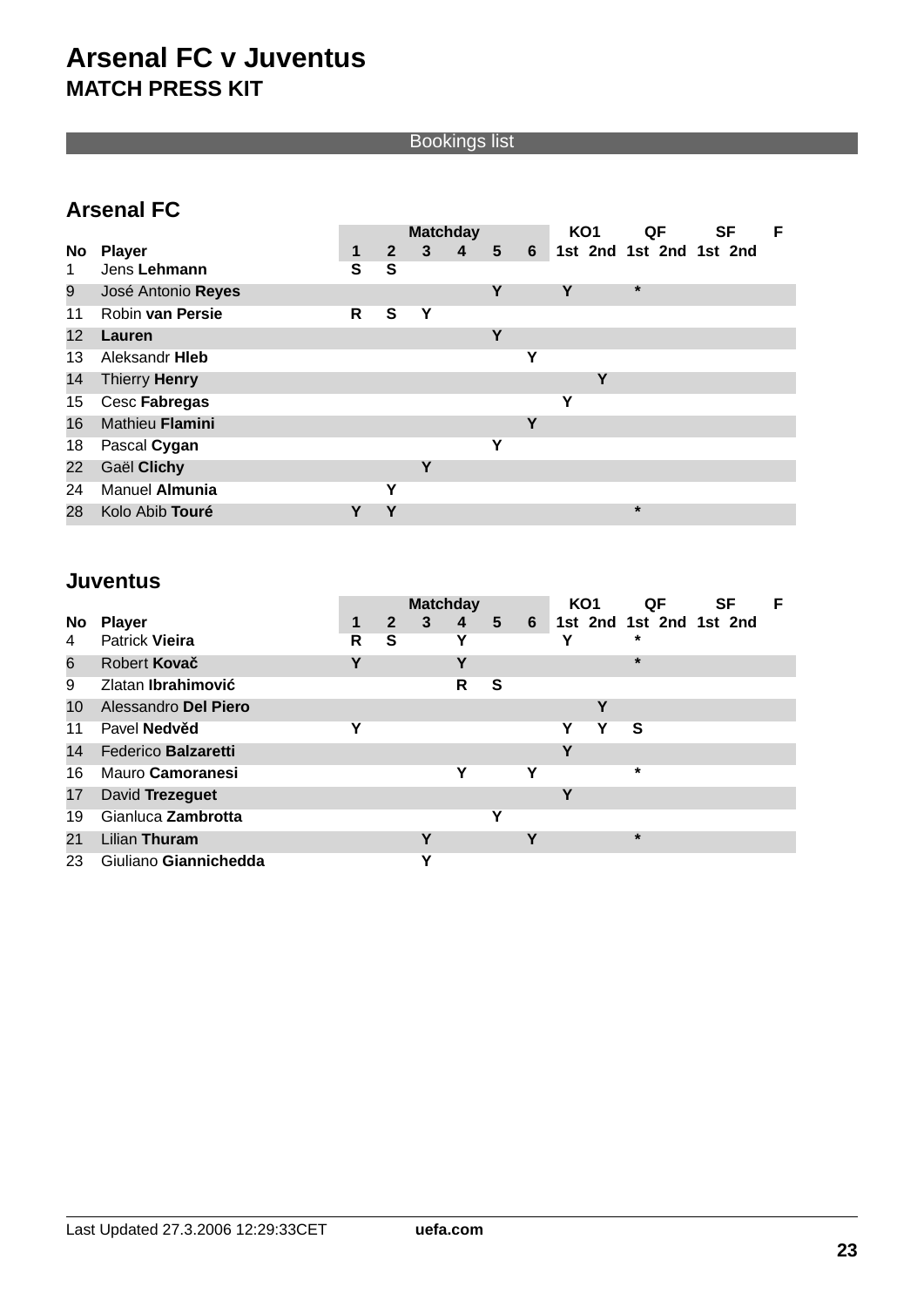# Arsenal FC v Juventus

## MATCH PRESS KIT

### Bookings list

### Arsenal FC

| | | Matchday | | | | | | KO1 | | QF | | SF | | F |
|---|---|---|---|---|---|---|---|---|---|---|---|---|---|---|
| **No** | **Player** | **1** | **2** | **3** | **4** | **5** | **6** | **1st** | **2nd** | **1st** | **2nd** | **1st** | **2nd** | |
| 1 | Jens **Lehmann** | **S** | **S** | | | | | | | | | | | |
| 9 | José Antonio **Reyes** | | | | | **Y** | | **Y** | | **\*** | | | | |
| 11 | Robin **van Persie** | **R** | **S** | **Y** | | | | | | | | | | |
| 12 | **Lauren** | | | | | **Y** | | | | | | | | |
| 13 | Aleksandr **Hleb** | | | | | | **Y** | | | | | | | |
| 14 | Thierry **Henry** | | | | | | | | **Y** | | | | | |
| 15 | Cesc **Fabregas** | | | | | | | **Y** | | | | | | |
| 16 | Mathieu **Flamini** | | | | | | **Y** | | | | | | | |
| 18 | Pascal **Cygan** | | | | | **Y** | | | | | | | | |
| 22 | Gaël **Clichy** | | | **Y** | | | | | | | | | | |
| 24 | Manuel **Almunia** | | **Y** | | | | | | | | | | | |
| 28 | Kolo Abib **Touré** | **Y** | **Y** | | | | | | | **\*** | | | | |

### Juventus

| | | Matchday | | | | | | KO1 | | QF | | SF | | F |
|---|---|---|---|---|---|---|---|---|---|---|---|---|---|---|
| **No** | **Player** | **1** | **2** | **3** | **4** | **5** | **6** | **1st** | **2nd** | **1st** | **2nd** | **1st** | **2nd** | |
| 4 | Patrick **Vieira** | **R** | **S** | | **Y** | | | **Y** | | **\*** | | | | |
| 6 | Robert **Kovač** | **Y** | | | **Y** | | | | | **\*** | | | | |
| 9 | Zlatan **Ibrahimović** | | | | **R** | **S** | | | | | | | | |
| 10 | Alessandro **Del Piero** | | | | | | | | **Y** | | | | | |
| 11 | Pavel **Nedvěd** | **Y** | | | | | | **Y** | **Y** | **S** | | | | |
| 14 | Federico **Balzaretti** | | | | | | | **Y** | | | | | | |
| 16 | Mauro **Camoranesi** | | | | **Y** | | **Y** | | | **\*** | | | | |
| 17 | David **Trezeguet** | | | | | | | **Y** | | | | | | |
| 19 | Gianluca **Zambrotta** | | | | | **Y** | | | | | | | | |
| 21 | Lilian **Thuram** | | | **Y** | | | **Y** | | | **\*** | | | | |
| 23 | Giuliano **Giannichedda** | | | **Y** | | | | | | | | | | |

Last Updated 27.3.2006 12:29:33CET **uefa.com**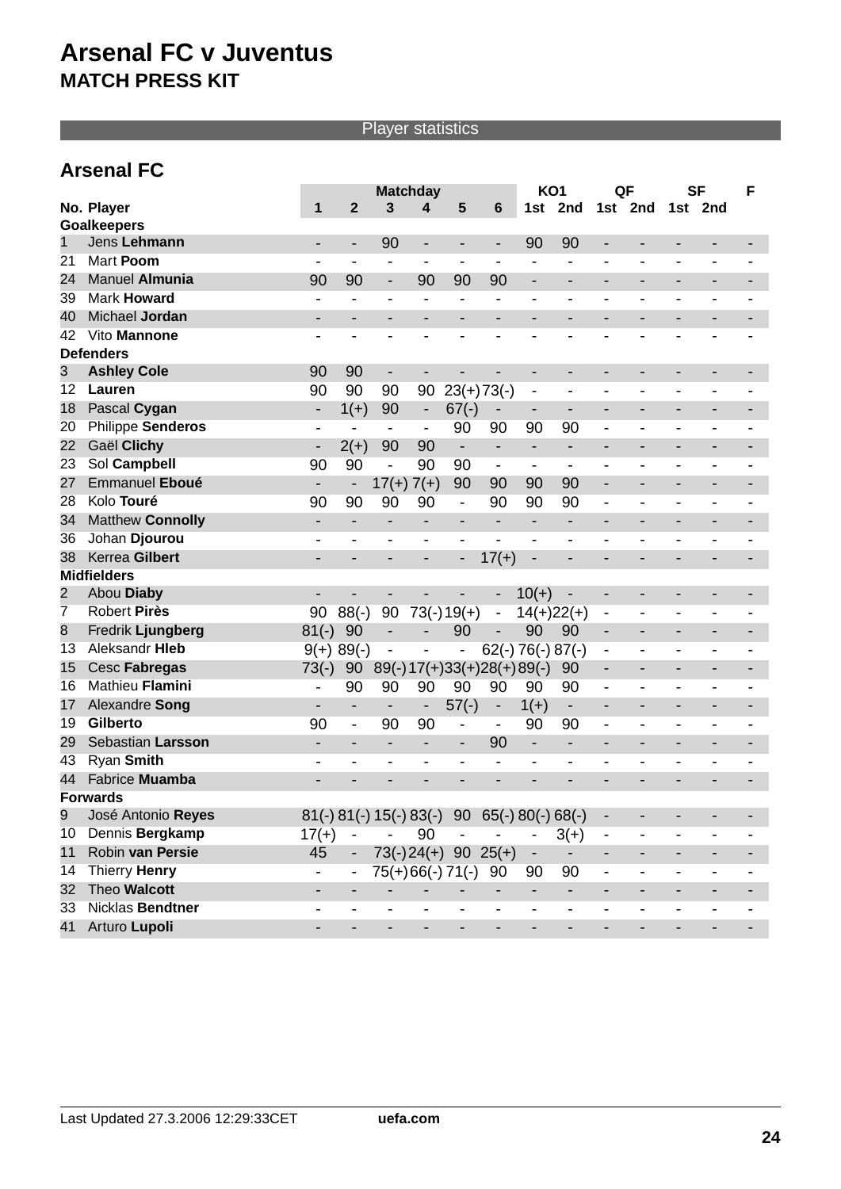# Arsenal FC v Juventus
## MATCH PRESS KIT

Player statistics

### Arsenal FC

| No. | Player | Matchday 1 | 2 | 3 | 4 | 5 | 6 | KO1 1st | KO1 2nd | QF 1st | QF 2nd | SF 1st | SF 2nd | F |
|---|---|---|---|---|---|---|---|---|---|---|---|---|---|---|
| **Goalkeepers** | | | | | | | | | | | | | | |
| 1 | Jens **Lehmann** | - | - | 90 | - | - | - | 90 | 90 | - | - | - | - | - |
| 21 | Mart **Poom** | - | - | - | - | - | - | - | - | - | - | - | - | - |
| 24 | Manuel **Almunia** | 90 | 90 | - | 90 | 90 | 90 | - | - | - | - | - | - | - |
| 39 | Mark **Howard** | - | - | - | - | - | - | - | - | - | - | - | - | - |
| 40 | Michael **Jordan** | - | - | - | - | - | - | - | - | - | - | - | - | - |
| 42 | Vito **Mannone** | - | - | - | - | - | - | - | - | - | - | - | - | - |
| **Defenders** | | | | | | | | | | | | | | |
| 3 | **Ashley Cole** | 90 | 90 | - | - | - | - | - | - | - | - | - | - | - |
| 12 | **Lauren** | 90 | 90 | 90 | 90 | 23(+) | 73(-) | - | - | - | - | - | - | - |
| 18 | Pascal **Cygan** | - | 1(+) | 90 | - | 67(-) | - | - | - | - | - | - | - | - |
| 20 | Philippe **Senderos** | - | - | - | - | 90 | 90 | 90 | 90 | - | - | - | - | - |
| 22 | Gaël **Clichy** | - | 2(+) | 90 | 90 | - | - | - | - | - | - | - | - | - |
| 23 | Sol **Campbell** | 90 | 90 | - | 90 | 90 | - | - | - | - | - | - | - | - |
| 27 | Emmanuel **Eboué** | - | - | 17(+) | 7(+) | 90 | 90 | 90 | 90 | - | - | - | - | - |
| 28 | Kolo **Touré** | 90 | 90 | 90 | 90 | - | 90 | 90 | 90 | - | - | - | - | - |
| 34 | Matthew **Connolly** | - | - | - | - | - | - | - | - | - | - | - | - | - |
| 36 | Johan **Djourou** | - | - | - | - | - | - | - | - | - | - | - | - | - |
| 38 | Kerrea **Gilbert** | - | - | - | - | - | 17(+) | - | - | - | - | - | - | - |
| **Midfielders** | | | | | | | | | | | | | | |
| 2 | Abou **Diaby** | - | - | - | - | - | - | 10(+) | - | - | - | - | - | - |
| 7 | Robert **Pirès** | 90 | 88(-) | 90 | 73(-) | 19(+) | - | 14(+) | 22(+) | - | - | - | - | - |
| 8 | Fredrik **Ljungberg** | 81(-) | 90 | - | - | 90 | - | 90 | 90 | - | - | - | - | - |
| 13 | Aleksandr **Hleb** | 9(+) | 89(-) | - | - | - | 62(-) | 76(-) | 87(-) | - | - | - | - | - |
| 15 | Cesc **Fabregas** | 73(-) | 90 | 89(-) | 17(+) | 33(+) | 28(+) | 89(-) | 90 | - | - | - | - | - |
| 16 | Mathieu **Flamini** | - | 90 | 90 | 90 | 90 | 90 | 90 | 90 | - | - | - | - | - |
| 17 | Alexandre **Song** | - | - | - | - | 57(-) | - | 1(+) | - | - | - | - | - | - |
| 19 | **Gilberto** | 90 | - | 90 | 90 | - | - | 90 | 90 | - | - | - | - | - |
| 29 | Sebastian **Larsson** | - | - | - | - | - | 90 | - | - | - | - | - | - | - |
| 43 | Ryan **Smith** | - | - | - | - | - | - | - | - | - | - | - | - | - |
| 44 | Fabrice **Muamba** | - | - | - | - | - | - | - | - | - | - | - | - | - |
| **Forwards** | | | | | | | | | | | | | | |
| 9 | José Antonio **Reyes** | 81(-) | 81(-) | 15(-) | 83(-) | 90 | 65(-) | 80(-) | 68(-) | - | - | - | - | - |
| 10 | Dennis **Bergkamp** | 17(+) | - | - | 90 | - | - | - | 3(+) | - | - | - | - | - |
| 11 | Robin **van Persie** | 45 | - | 73(-) | 24(+) | 90 | 25(+) | - | - | - | - | - | - | - |
| 14 | Thierry **Henry** | - | - | 75(+) | 66(-) | 71(-) | 90 | 90 | 90 | - | - | - | - | - |
| 32 | Theo **Walcott** | - | - | - | - | - | - | - | - | - | - | - | - | - |
| 33 | Nicklas **Bendtner** | - | - | - | - | - | - | - | - | - | - | - | - | - |
| 41 | Arturo **Lupoli** | - | - | - | - | - | - | - | - | - | - | - | - | - |

Last Updated 27.3.2006 12:29:33CET    **uefa.com**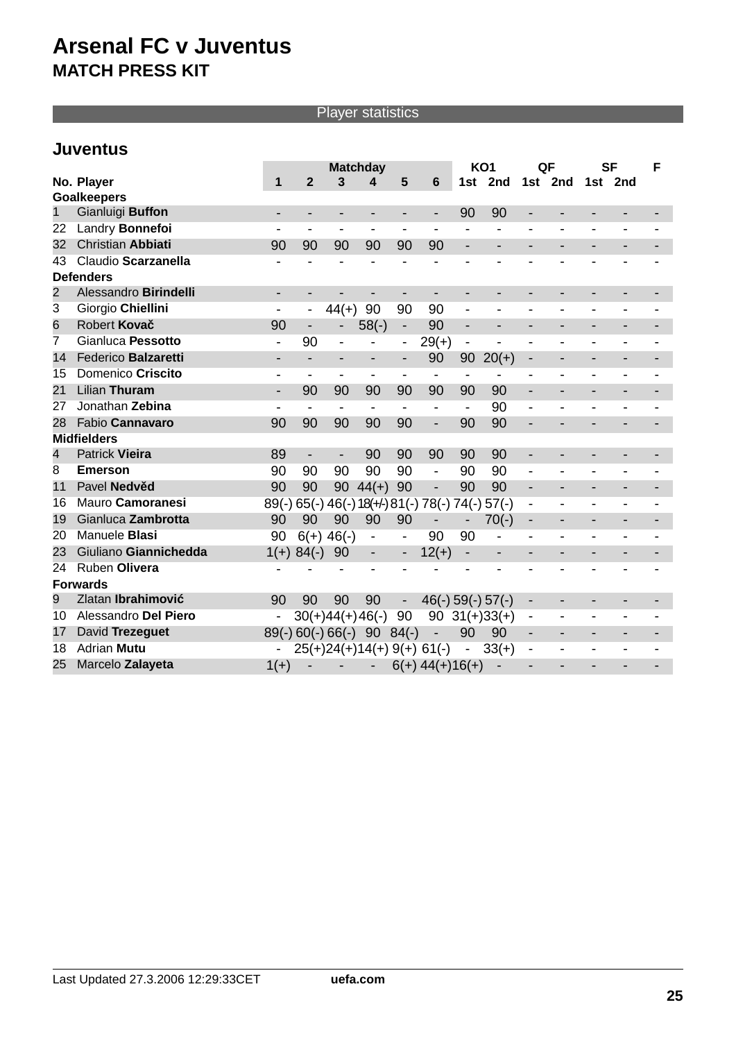# Arsenal FC v Juventus

## MATCH PRESS KIT

### Player statistics

### Juventus

| No. | Player | Matchday 1 | Matchday 2 | Matchday 3 | Matchday 4 | Matchday 5 | Matchday 6 | KO1 1st | KO1 2nd | QF 1st | QF 2nd | SF 1st | SF 2nd | F |
|---|---|---|---|---|---|---|---|---|---|---|---|---|---|---|
| **Goalkeepers** | | | | | | | | | | | | | | |
| 1 | Gianluigi **Buffon** | - | - | - | - | - | - | 90 | 90 | - | - | - | - | - |
| 22 | Landry **Bonnefoi** | - | - | - | - | - | - | - | - | - | - | - | - | - |
| 32 | Christian **Abbiati** | 90 | 90 | 90 | 90 | 90 | 90 | - | - | - | - | - | - | - |
| 43 | Claudio **Scarzanella** | - | - | - | - | - | - | - | - | - | - | - | - | - |
| **Defenders** | | | | | | | | | | | | | | |
| 2 | Alessandro **Birindelli** | - | - | - | - | - | - | - | - | - | - | - | - | - |
| 3 | Giorgio **Chiellini** | - | - | 44(+) | 90 | 90 | 90 | - | - | - | - | - | - | - |
| 6 | Robert **Kovač** | 90 | - | - | 58(-) | - | 90 | - | - | - | - | - | - | - |
| 7 | Gianluca **Pessotto** | - | 90 | - | - | - | 29(+) | - | - | - | - | - | - | - |
| 14 | Federico **Balzaretti** | - | - | - | - | - | 90 | 90 | 20(+) | - | - | - | - | - |
| 15 | Domenico **Criscito** | - | - | - | - | - | - | - | - | - | - | - | - | - |
| 21 | Lilian **Thuram** | - | 90 | 90 | 90 | 90 | 90 | 90 | 90 | - | - | - | - | - |
| 27 | Jonathan **Zebina** | - | - | - | - | - | - | - | 90 | - | - | - | - | - |
| 28 | Fabio **Cannavaro** | 90 | 90 | 90 | 90 | 90 | - | 90 | 90 | - | - | - | - | - |
| **Midfielders** | | | | | | | | | | | | | | |
| 4 | Patrick **Vieira** | 89 | - | - | 90 | 90 | 90 | 90 | 90 | - | - | - | - | - |
| 8 | **Emerson** | 90 | 90 | 90 | 90 | 90 | - | 90 | 90 | - | - | - | - | - |
| 11 | Pavel **Nedvěd** | 90 | 90 | 90 | 44(+) | 90 | - | 90 | 90 | - | - | - | - | - |
| 16 | Mauro **Camoranesi** | 89(-) | 65(-) | 46(-) | 18(+/-) | 81(-) | 78(-) | 74(-) | 57(-) | - | - | - | - | - |
| 19 | Gianluca **Zambrotta** | 90 | 90 | 90 | 90 | 90 | - | - | 70(-) | - | - | - | - | - |
| 20 | Manuele **Blasi** | 90 | 6(+) | 46(-) | - | - | 90 | 90 | - | - | - | - | - | - |
| 23 | Giuliano **Giannichedda** | 1(+) | 84(-) | 90 | - | - | 12(+) | - | - | - | - | - | - | - |
| 24 | Ruben **Olivera** | - | - | - | - | - | - | - | - | - | - | - | - | - |
| **Forwards** | | | | | | | | | | | | | | |
| 9 | Zlatan **Ibrahimović** | 90 | 90 | 90 | 90 | - | 46(-) | 59(-) | 57(-) | - | - | - | - | - |
| 10 | Alessandro **Del Piero** | - | 30(+) | 44(+) | 46(-) | 90 | 90 | 31(+) | 33(+) | - | - | - | - | - |
| 17 | David **Trezeguet** | 89(-) | 60(-) | 66(-) | 90 | 84(-) | - | 90 | 90 | - | - | - | - | - |
| 18 | Adrian **Mutu** | - | 25(+) | 24(+) | 14(+) | 9(+) | 61(-) | - | 33(+) | - | - | - | - | - |
| 25 | Marcelo **Zalayeta** | 1(+) | - | - | - | 6(+) | 44(+) | 16(+) | - | - | - | - | - | - |

Last Updated 27.3.2006 12:29:33CET **uefa.com**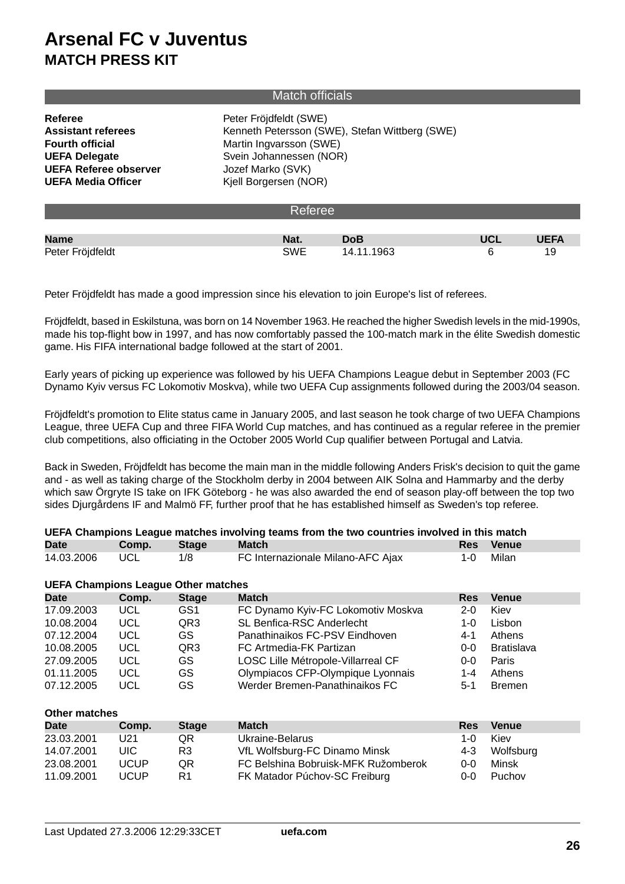# Arsenal FC v Juventus

## MATCH PRESS KIT

### Match officials

| | |
|---|---|
| **Referee** | Peter Fröjdfeldt (SWE) |
| **Assistant referees** | Kenneth Petersson (SWE), Stefan Wittberg (SWE) |
| **Fourth official** | Martin Ingvarsson (SWE) |
| **UEFA Delegate** | Svein Johannessen (NOR) |
| **UEFA Referee observer** | Jozef Marko (SVK) |
| **UEFA Media Officer** | Kjell Borgersen (NOR) |

### Referee

| Name | Nat. | DoB | UCL | UEFA |
|---|---|---|---|---|
| Peter Fröjdfeldt | SWE | 14.11.1963 | 6 | 19 |

Peter Fröjdfeldt has made a good impression since his elevation to join Europe's list of referees.

Fröjdfeldt, based in Eskilstuna, was born on 14 November 1963. He reached the higher Swedish levels in the mid-1990s, made his top-flight bow in 1997, and has now comfortably passed the 100-match mark in the élite Swedish domestic game. His FIFA international badge followed at the start of 2001.

Early years of picking up experience was followed by his UEFA Champions League debut in September 2003 (FC Dynamo Kyiv versus FC Lokomotiv Moskva), while two UEFA Cup assignments followed during the 2003/04 season.

Fröjdfeldt's promotion to Elite status came in January 2005, and last season he took charge of two UEFA Champions League, three UEFA Cup and three FIFA World Cup matches, and has continued as a regular referee in the premier club competitions, also officiating in the October 2005 World Cup qualifier between Portugal and Latvia.

Back in Sweden, Fröjdfeldt has become the main man in the middle following Anders Frisk's decision to quit the game and - as well as taking charge of the Stockholm derby in 2004 between AIK Solna and Hammarby and the derby which saw Örgryte IS take on IFK Göteborg - he was also awarded the end of season play-off between the top two sides Djurgårdens IF and Malmö FF, further proof that he has established himself as Sweden's top referee.

**UEFA Champions League matches involving teams from the two countries involved in this match**

| Date | Comp. | Stage | Match | Res | Venue |
|---|---|---|---|---|---|
| 14.03.2006 | UCL | 1/8 | FC Internazionale Milano-AFC Ajax | 1-0 | Milan |

**UEFA Champions League Other matches**

| Date | Comp. | Stage | Match | Res | Venue |
|---|---|---|---|---|---|
| 17.09.2003 | UCL | GS1 | FC Dynamo Kyiv-FC Lokomotiv Moskva | 2-0 | Kiev |
| 10.08.2004 | UCL | QR3 | SL Benfica-RSC Anderlecht | 1-0 | Lisbon |
| 07.12.2004 | UCL | GS | Panathinaikos FC-PSV Eindhoven | 4-1 | Athens |
| 10.08.2005 | UCL | QR3 | FC Artmedia-FK Partizan | 0-0 | Bratislava |
| 27.09.2005 | UCL | GS | LOSC Lille Métropole-Villarreal CF | 0-0 | Paris |
| 01.11.2005 | UCL | GS | Olympiacos CFP-Olympique Lyonnais | 1-4 | Athens |
| 07.12.2005 | UCL | GS | Werder Bremen-Panathinaikos FC | 5-1 | Bremen |

**Other matches**

| Date | Comp. | Stage | Match | Res | Venue |
|---|---|---|---|---|---|
| 23.03.2001 | U21 | QR | Ukraine-Belarus | 1-0 | Kiev |
| 14.07.2001 | UIC | R3 | VfL Wolfsburg-FC Dinamo Minsk | 4-3 | Wolfsburg |
| 23.08.2001 | UCUP | QR | FC Belshina Bobruisk-MFK Ružomberok | 0-0 | Minsk |
| 11.09.2001 | UCUP | R1 | FK Matador Púchov-SC Freiburg | 0-0 | Puchov |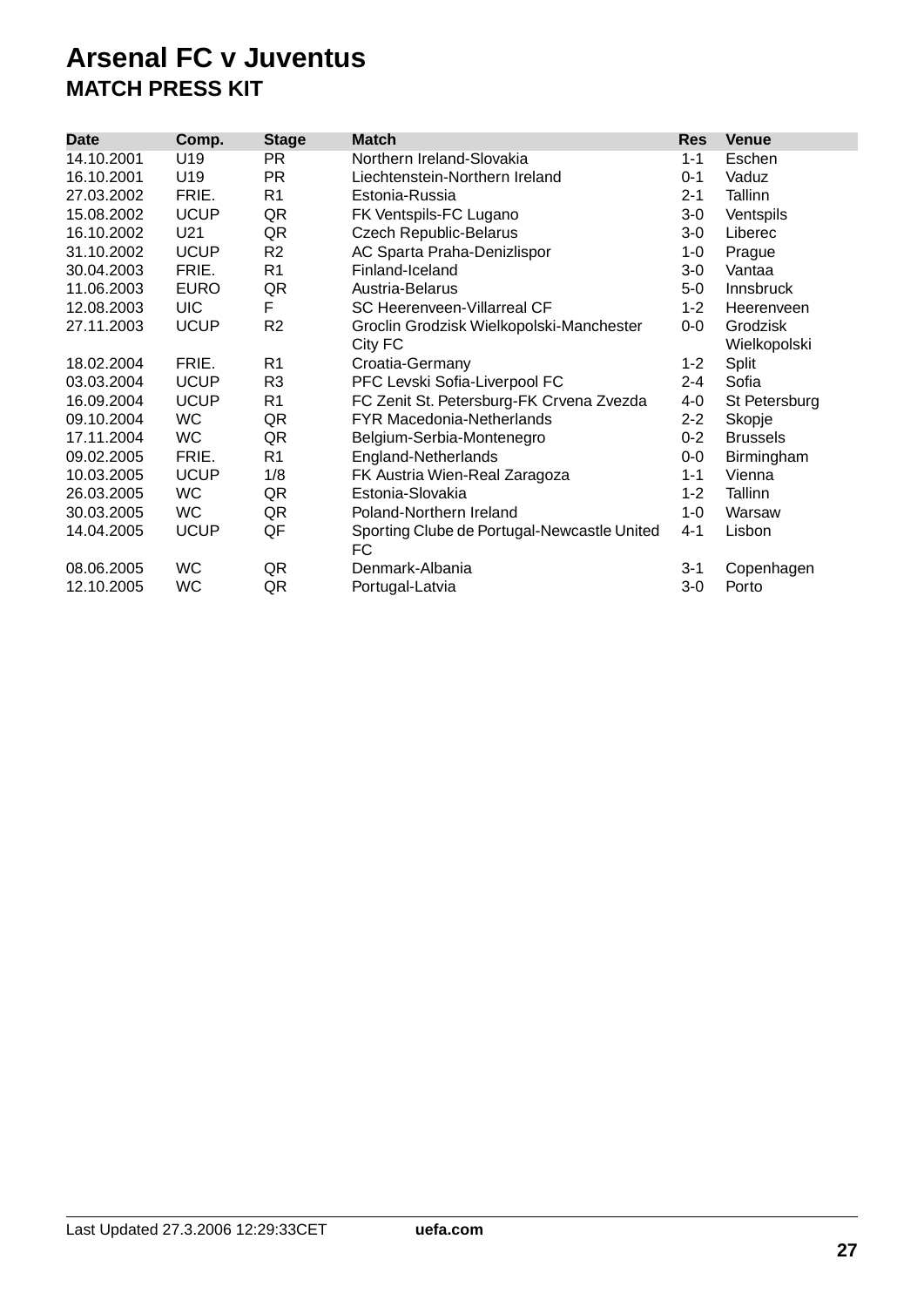# Arsenal FC v Juventus

## MATCH PRESS KIT

| Date | Comp. | Stage | Match | Res | Venue |
|---|---|---|---|---|---|
| 14.10.2001 | U19 | PR | Northern Ireland-Slovakia | 1-1 | Eschen |
| 16.10.2001 | U19 | PR | Liechtenstein-Northern Ireland | 0-1 | Vaduz |
| 27.03.2002 | FRIE. | R1 | Estonia-Russia | 2-1 | Tallinn |
| 15.08.2002 | UCUP | QR | FK Ventspils-FC Lugano | 3-0 | Ventspils |
| 16.10.2002 | U21 | QR | Czech Republic-Belarus | 3-0 | Liberec |
| 31.10.2002 | UCUP | R2 | AC Sparta Praha-Denizlispor | 1-0 | Prague |
| 30.04.2003 | FRIE. | R1 | Finland-Iceland | 3-0 | Vantaa |
| 11.06.2003 | EURO | QR | Austria-Belarus | 5-0 | Innsbruck |
| 12.08.2003 | UIC | F | SC Heerenveen-Villarreal CF | 1-2 | Heerenveen |
| 27.11.2003 | UCUP | R2 | Groclin Grodzisk Wielkopolski-Manchester City FC | 0-0 | Grodzisk Wielkopolski |
| 18.02.2004 | FRIE. | R1 | Croatia-Germany | 1-2 | Split |
| 03.03.2004 | UCUP | R3 | PFC Levski Sofia-Liverpool FC | 2-4 | Sofia |
| 16.09.2004 | UCUP | R1 | FC Zenit St. Petersburg-FK Crvena Zvezda | 4-0 | St Petersburg |
| 09.10.2004 | WC | QR | FYR Macedonia-Netherlands | 2-2 | Skopje |
| 17.11.2004 | WC | QR | Belgium-Serbia-Montenegro | 0-2 | Brussels |
| 09.02.2005 | FRIE. | R1 | England-Netherlands | 0-0 | Birmingham |
| 10.03.2005 | UCUP | 1/8 | FK Austria Wien-Real Zaragoza | 1-1 | Vienna |
| 26.03.2005 | WC | QR | Estonia-Slovakia | 1-2 | Tallinn |
| 30.03.2005 | WC | QR | Poland-Northern Ireland | 1-0 | Warsaw |
| 14.04.2005 | UCUP | QF | Sporting Clube de Portugal-Newcastle United FC | 4-1 | Lisbon |
| 08.06.2005 | WC | QR | Denmark-Albania | 3-1 | Copenhagen |
| 12.10.2005 | WC | QR | Portugal-Latvia | 3-0 | Porto |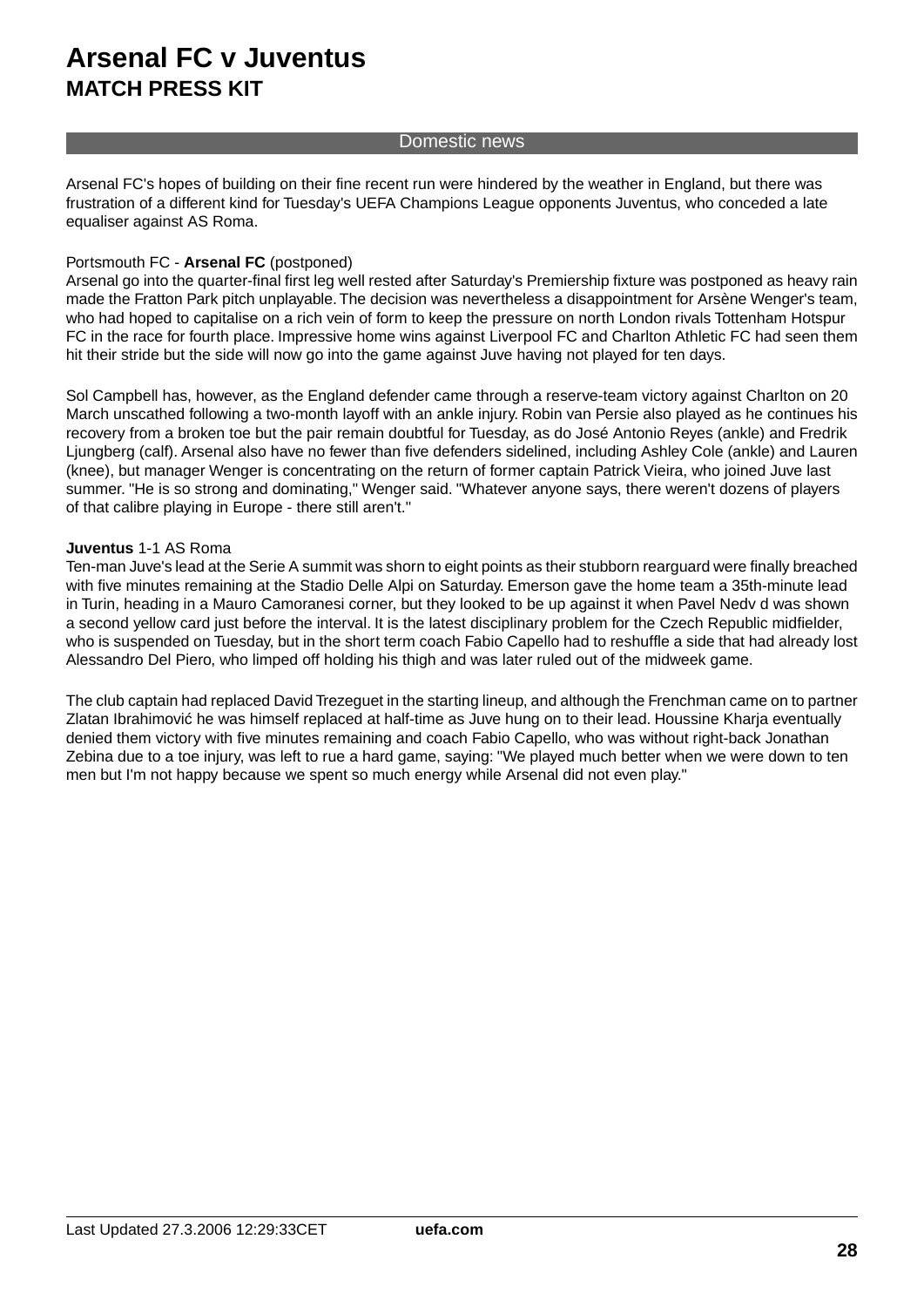# Arsenal FC v Juventus
## MATCH PRESS KIT

### Domestic news

Arsenal FC's hopes of building on their fine recent run were hindered by the weather in England, but there was frustration of a different kind for Tuesday's UEFA Champions League opponents Juventus, who conceded a late equaliser against AS Roma.

Portsmouth FC - **Arsenal FC** (postponed)
Arsenal go into the quarter-final first leg well rested after Saturday's Premiership fixture was postponed as heavy rain made the Fratton Park pitch unplayable. The decision was nevertheless a disappointment for Arsène Wenger's team, who had hoped to capitalise on a rich vein of form to keep the pressure on north London rivals Tottenham Hotspur FC in the race for fourth place. Impressive home wins against Liverpool FC and Charlton Athletic FC had seen them hit their stride but the side will now go into the game against Juve having not played for ten days.

Sol Campbell has, however, as the England defender came through a reserve-team victory against Charlton on 20 March unscathed following a two-month layoff with an ankle injury. Robin van Persie also played as he continues his recovery from a broken toe but the pair remain doubtful for Tuesday, as do José Antonio Reyes (ankle) and Fredrik Ljungberg (calf). Arsenal also have no fewer than five defenders sidelined, including Ashley Cole (ankle) and Lauren (knee), but manager Wenger is concentrating on the return of former captain Patrick Vieira, who joined Juve last summer. "He is so strong and dominating," Wenger said. "Whatever anyone says, there weren't dozens of players of that calibre playing in Europe - there still aren't."

**Juventus** 1-1 AS Roma
Ten-man Juve's lead at the Serie A summit was shorn to eight points as their stubborn rearguard were finally breached with five minutes remaining at the Stadio Delle Alpi on Saturday. Emerson gave the home team a 35th-minute lead in Turin, heading in a Mauro Camoranesi corner, but they looked to be up against it when Pavel Nedv d was shown a second yellow card just before the interval. It is the latest disciplinary problem for the Czech Republic midfielder, who is suspended on Tuesday, but in the short term coach Fabio Capello had to reshuffle a side that had already lost Alessandro Del Piero, who limped off holding his thigh and was later ruled out of the midweek game.

The club captain had replaced David Trezeguet in the starting lineup, and although the Frenchman came on to partner Zlatan Ibrahimović he was himself replaced at half-time as Juve hung on to their lead. Houssine Kharja eventually denied them victory with five minutes remaining and coach Fabio Capello, who was without right-back Jonathan Zebina due to a toe injury, was left to rue a hard game, saying: "We played much better when we were down to ten men but I'm not happy because we spent so much energy while Arsenal did not even play."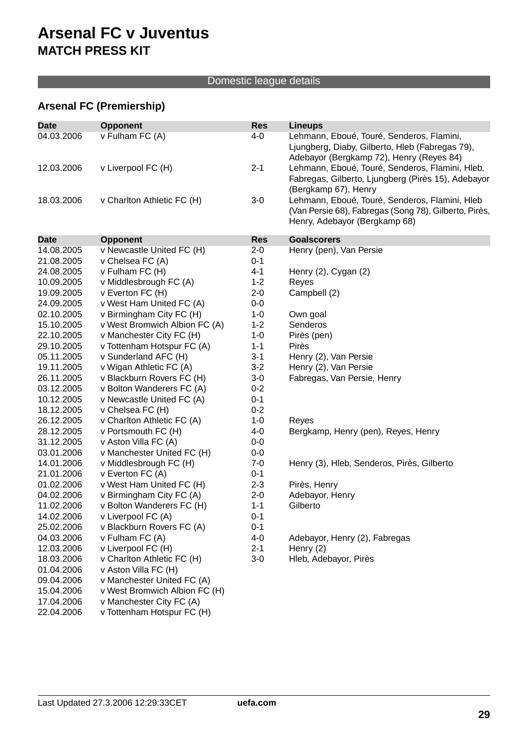# Arsenal FC v Juventus

## MATCH PRESS KIT

Domestic league details

### Arsenal FC (Premiership)

| Date | Opponent | Res | Lineups |
|---|---|---|---|
| 04.03.2006 | v Fulham FC (A) | 4-0 | Lehmann, Eboué, Touré, Senderos, Flamini, Ljungberg, Diaby, Gilberto, Hleb (Fabregas 79), Adebayor (Bergkamp 72), Henry (Reyes 84) |
| 12.03.2006 | v Liverpool FC (H) | 2-1 | Lehmann, Eboué, Touré, Senderos, Flamini, Hleb, Fabregas, Gilberto, Ljungberg (Pirès 15), Adebayor (Bergkamp 67), Henry |
| 18.03.2006 | v Charlton Athletic FC (H) | 3-0 | Lehmann, Eboué, Touré, Senderos, Flamini, Hleb (Van Persie 68), Fabregas (Song 78), Gilberto, Pirès, Henry, Adebayor (Bergkamp 68) |

| Date | Opponent | Res | Goalscorers |
|---|---|---|---|
| 14.08.2005 | v Newcastle United FC (H) | 2-0 | Henry (pen), Van Persie |
| 21.08.2005 | v Chelsea FC (A) | 0-1 | |
| 24.08.2005 | v Fulham FC (H) | 4-1 | Henry (2), Cygan (2) |
| 10.09.2005 | v Middlesbrough FC (A) | 1-2 | Reyes |
| 19.09.2005 | v Everton FC (H) | 2-0 | Campbell (2) |
| 24.09.2005 | v West Ham United FC (A) | 0-0 | |
| 02.10.2005 | v Birmingham City FC (H) | 1-0 | Own goal |
| 15.10.2005 | v West Bromwich Albion FC (A) | 1-2 | Senderos |
| 22.10.2005 | v Manchester City FC (H) | 1-0 | Pirès (pen) |
| 29.10.2005 | v Tottenham Hotspur FC (A) | 1-1 | Pirès |
| 05.11.2005 | v Sunderland AFC (H) | 3-1 | Henry (2), Van Persie |
| 19.11.2005 | v Wigan Athletic FC (A) | 3-2 | Henry (2), Van Persie |
| 26.11.2005 | v Blackburn Rovers FC (H) | 3-0 | Fabregas, Van Persie, Henry |
| 03.12.2005 | v Bolton Wanderers FC (A) | 0-2 | |
| 10.12.2005 | v Newcastle United FC (A) | 0-1 | |
| 18.12.2005 | v Chelsea FC (H) | 0-2 | |
| 26.12.2005 | v Charlton Athletic FC (A) | 1-0 | Reyes |
| 28.12.2005 | v Portsmouth FC (H) | 4-0 | Bergkamp, Henry (pen), Reyes, Henry |
| 31.12.2005 | v Aston Villa FC (A) | 0-0 | |
| 03.01.2006 | v Manchester United FC (H) | 0-0 | |
| 14.01.2006 | v Middlesbrough FC (H) | 7-0 | Henry (3), Hleb, Senderos, Pirès, Gilberto |
| 21.01.2006 | v Everton FC (A) | 0-1 | |
| 01.02.2006 | v West Ham United FC (H) | 2-3 | Pirès, Henry |
| 04.02.2006 | v Birmingham City FC (A) | 2-0 | Adebayor, Henry |
| 11.02.2006 | v Bolton Wanderers FC (H) | 1-1 | Gilberto |
| 14.02.2006 | v Liverpool FC (A) | 0-1 | |
| 25.02.2006 | v Blackburn Rovers FC (A) | 0-1 | |
| 04.03.2006 | v Fulham FC (A) | 4-0 | Adebayor, Henry (2), Fabregas |
| 12.03.2006 | v Liverpool FC (H) | 2-1 | Henry (2) |
| 18.03.2006 | v Charlton Athletic FC (H) | 3-0 | Hleb, Adebayor, Pirès |
| 01.04.2006 | v Aston Villa FC (H) | | |
| 09.04.2006 | v Manchester United FC (A) | | |
| 15.04.2006 | v West Bromwich Albion FC (H) | | |
| 17.04.2006 | v Manchester City FC (A) | | |
| 22.04.2006 | v Tottenham Hotspur FC (H) | | |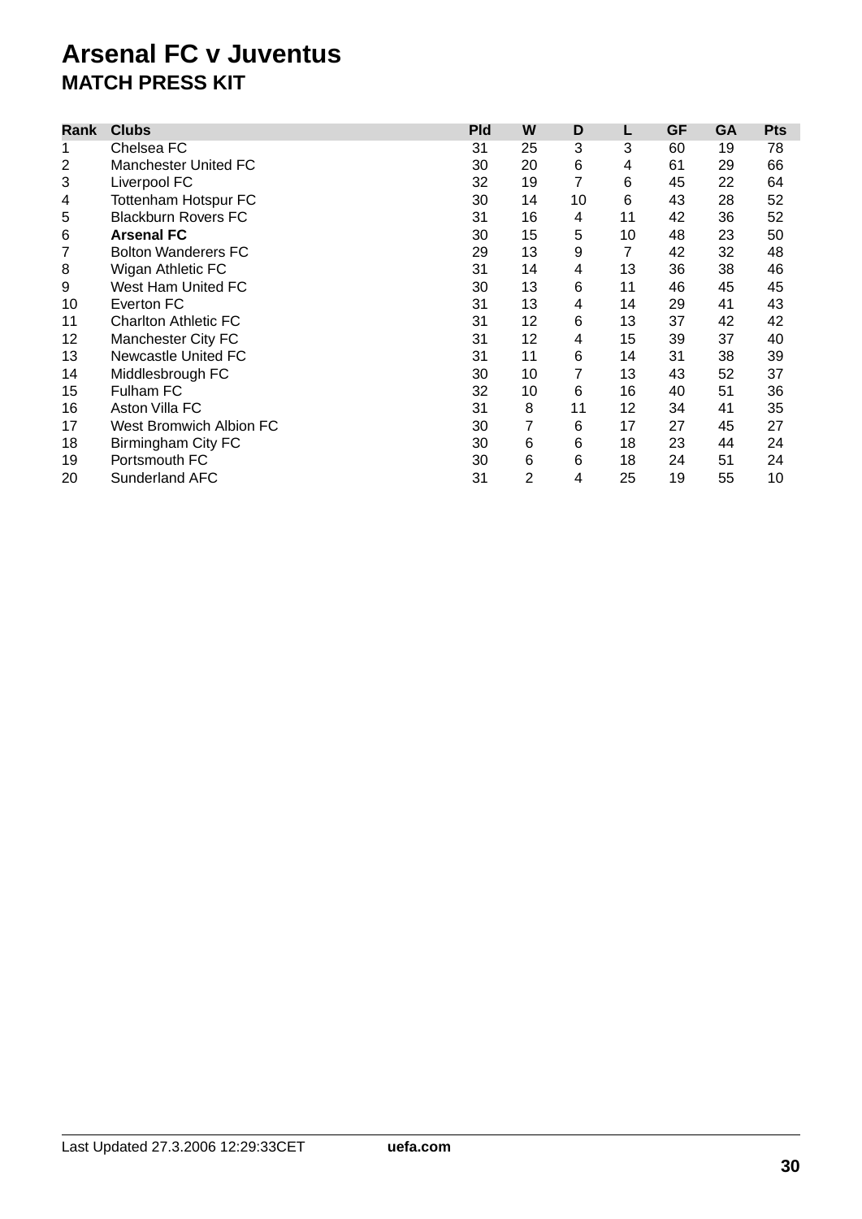# Arsenal FC v Juventus

## MATCH PRESS KIT

| Rank | Clubs | Pld | W | D | L | GF | GA | Pts |
|---|---|---|---|---|---|---|---|---|
| 1 | Chelsea FC | 31 | 25 | 3 | 3 | 60 | 19 | 78 |
| 2 | Manchester United FC | 30 | 20 | 6 | 4 | 61 | 29 | 66 |
| 3 | Liverpool FC | 32 | 19 | 7 | 6 | 45 | 22 | 64 |
| 4 | Tottenham Hotspur FC | 30 | 14 | 10 | 6 | 43 | 28 | 52 |
| 5 | Blackburn Rovers FC | 31 | 16 | 4 | 11 | 42 | 36 | 52 |
| 6 | **Arsenal FC** | 30 | 15 | 5 | 10 | 48 | 23 | 50 |
| 7 | Bolton Wanderers FC | 29 | 13 | 9 | 7 | 42 | 32 | 48 |
| 8 | Wigan Athletic FC | 31 | 14 | 4 | 13 | 36 | 38 | 46 |
| 9 | West Ham United FC | 30 | 13 | 6 | 11 | 46 | 45 | 45 |
| 10 | Everton FC | 31 | 13 | 4 | 14 | 29 | 41 | 43 |
| 11 | Charlton Athletic FC | 31 | 12 | 6 | 13 | 37 | 42 | 42 |
| 12 | Manchester City FC | 31 | 12 | 4 | 15 | 39 | 37 | 40 |
| 13 | Newcastle United FC | 31 | 11 | 6 | 14 | 31 | 38 | 39 |
| 14 | Middlesbrough FC | 30 | 10 | 7 | 13 | 43 | 52 | 37 |
| 15 | Fulham FC | 32 | 10 | 6 | 16 | 40 | 51 | 36 |
| 16 | Aston Villa FC | 31 | 8 | 11 | 12 | 34 | 41 | 35 |
| 17 | West Bromwich Albion FC | 30 | 7 | 6 | 17 | 27 | 45 | 27 |
| 18 | Birmingham City FC | 30 | 6 | 6 | 18 | 23 | 44 | 24 |
| 19 | Portsmouth FC | 30 | 6 | 6 | 18 | 24 | 51 | 24 |
| 20 | Sunderland AFC | 31 | 2 | 4 | 25 | 19 | 55 | 10 |

Last Updated 27.3.2006 12:29:33CET **uefa.com**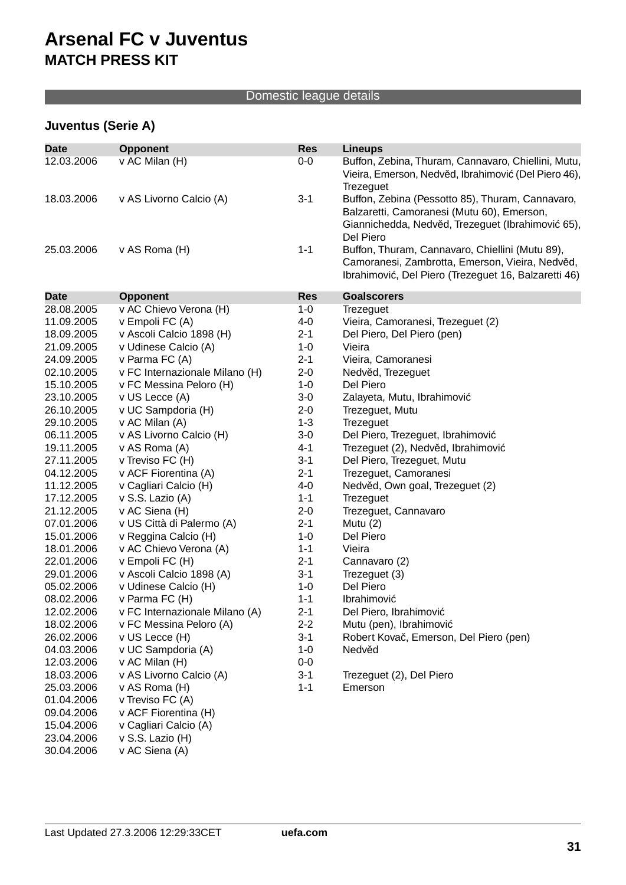# Arsenal FC v Juventus

## MATCH PRESS KIT

Domestic league details

### Juventus (Serie A)

| Date | Opponent | Res | Lineups |
|---|---|---|---|
| 12.03.2006 | v AC Milan (H) | 0-0 | Buffon, Zebina, Thuram, Cannavaro, Chiellini, Mutu, Vieira, Emerson, Nedvěd, Ibrahimović (Del Piero 46), Trezeguet |
| 18.03.2006 | v AS Livorno Calcio (A) | 3-1 | Buffon, Zebina (Pessotto 85), Thuram, Cannavaro, Balzaretti, Camoranesi (Mutu 60), Emerson, Giannichedda, Nedvěd, Trezeguet (Ibrahimović 65), Del Piero |
| 25.03.2006 | v AS Roma (H) | 1-1 | Buffon, Thuram, Cannavaro, Chiellini (Mutu 89), Camoranesi, Zambrotta, Emerson, Vieira, Nedvěd, Ibrahimović, Del Piero (Trezeguet 16, Balzaretti 46) |

| Date | Opponent | Res | Goalscorers |
|---|---|---|---|
| 28.08.2005 | v AC Chievo Verona (H) | 1-0 | Trezeguet |
| 11.09.2005 | v Empoli FC (A) | 4-0 | Vieira, Camoranesi, Trezeguet (2) |
| 18.09.2005 | v Ascoli Calcio 1898 (H) | 2-1 | Del Piero, Del Piero (pen) |
| 21.09.2005 | v Udinese Calcio (A) | 1-0 | Vieira |
| 24.09.2005 | v Parma FC (A) | 2-1 | Vieira, Camoranesi |
| 02.10.2005 | v FC Internazionale Milano (H) | 2-0 | Nedvěd, Trezeguet |
| 15.10.2005 | v FC Messina Peloro (H) | 1-0 | Del Piero |
| 23.10.2005 | v US Lecce (A) | 3-0 | Zalayeta, Mutu, Ibrahimović |
| 26.10.2005 | v UC Sampdoria (H) | 2-0 | Trezeguet, Mutu |
| 29.10.2005 | v AC Milan (A) | 1-3 | Trezeguet |
| 06.11.2005 | v AS Livorno Calcio (H) | 3-0 | Del Piero, Trezeguet, Ibrahimović |
| 19.11.2005 | v AS Roma (A) | 4-1 | Trezeguet (2), Nedvěd, Ibrahimović |
| 27.11.2005 | v Treviso FC (H) | 3-1 | Del Piero, Trezeguet, Mutu |
| 04.12.2005 | v ACF Fiorentina (A) | 2-1 | Trezeguet, Camoranesi |
| 11.12.2005 | v Cagliari Calcio (H) | 4-0 | Nedvěd, Own goal, Trezeguet (2) |
| 17.12.2005 | v S.S. Lazio (A) | 1-1 | Trezeguet |
| 21.12.2005 | v AC Siena (H) | 2-0 | Trezeguet, Cannavaro |
| 07.01.2006 | v US Città di Palermo (A) | 2-1 | Mutu (2) |
| 15.01.2006 | v Reggina Calcio (H) | 1-0 | Del Piero |
| 18.01.2006 | v AC Chievo Verona (A) | 1-1 | Vieira |
| 22.01.2006 | v Empoli FC (H) | 2-1 | Cannavaro (2) |
| 29.01.2006 | v Ascoli Calcio 1898 (A) | 3-1 | Trezeguet (3) |
| 05.02.2006 | v Udinese Calcio (H) | 1-0 | Del Piero |
| 08.02.2006 | v Parma FC (H) | 1-1 | Ibrahimović |
| 12.02.2006 | v FC Internazionale Milano (A) | 2-1 | Del Piero, Ibrahimović |
| 18.02.2006 | v FC Messina Peloro (A) | 2-2 | Mutu (pen), Ibrahimović |
| 26.02.2006 | v US Lecce (H) | 3-1 | Robert Kovač, Emerson, Del Piero (pen) |
| 04.03.2006 | v UC Sampdoria (A) | 1-0 | Nedvěd |
| 12.03.2006 | v AC Milan (H) | 0-0 | |
| 18.03.2006 | v AS Livorno Calcio (A) | 3-1 | Trezeguet (2), Del Piero |
| 25.03.2006 | v AS Roma (H) | 1-1 | Emerson |
| 01.04.2006 | v Treviso FC (A) | | |
| 09.04.2006 | v ACF Fiorentina (H) | | |
| 15.04.2006 | v Cagliari Calcio (A) | | |
| 23.04.2006 | v S.S. Lazio (H) | | |
| 30.04.2006 | v AC Siena (A) | | |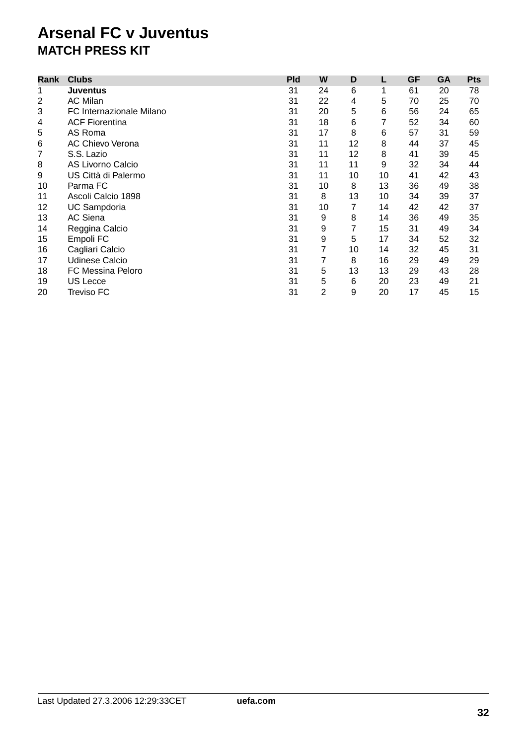# Arsenal FC v Juventus

## MATCH PRESS KIT

| Rank | Clubs | Pld | W | D | L | GF | GA | Pts |
|---|---|---|---|---|---|---|---|---|
| 1 | **Juventus** | 31 | 24 | 6 | 1 | 61 | 20 | 78 |
| 2 | AC Milan | 31 | 22 | 4 | 5 | 70 | 25 | 70 |
| 3 | FC Internazionale Milano | 31 | 20 | 5 | 6 | 56 | 24 | 65 |
| 4 | ACF Fiorentina | 31 | 18 | 6 | 7 | 52 | 34 | 60 |
| 5 | AS Roma | 31 | 17 | 8 | 6 | 57 | 31 | 59 |
| 6 | AC Chievo Verona | 31 | 11 | 12 | 8 | 44 | 37 | 45 |
| 7 | S.S. Lazio | 31 | 11 | 12 | 8 | 41 | 39 | 45 |
| 8 | AS Livorno Calcio | 31 | 11 | 11 | 9 | 32 | 34 | 44 |
| 9 | US Città di Palermo | 31 | 11 | 10 | 10 | 41 | 42 | 43 |
| 10 | Parma FC | 31 | 10 | 8 | 13 | 36 | 49 | 38 |
| 11 | Ascoli Calcio 1898 | 31 | 8 | 13 | 10 | 34 | 39 | 37 |
| 12 | UC Sampdoria | 31 | 10 | 7 | 14 | 42 | 42 | 37 |
| 13 | AC Siena | 31 | 9 | 8 | 14 | 36 | 49 | 35 |
| 14 | Reggina Calcio | 31 | 9 | 7 | 15 | 31 | 49 | 34 |
| 15 | Empoli FC | 31 | 9 | 5 | 17 | 34 | 52 | 32 |
| 16 | Cagliari Calcio | 31 | 7 | 10 | 14 | 32 | 45 | 31 |
| 17 | Udinese Calcio | 31 | 7 | 8 | 16 | 29 | 49 | 29 |
| 18 | FC Messina Peloro | 31 | 5 | 13 | 13 | 29 | 43 | 28 |
| 19 | US Lecce | 31 | 5 | 6 | 20 | 23 | 49 | 21 |
| 20 | Treviso FC | 31 | 2 | 9 | 20 | 17 | 45 | 15 |

Last Updated 27.3.2006 12:29:33CET **uefa.com**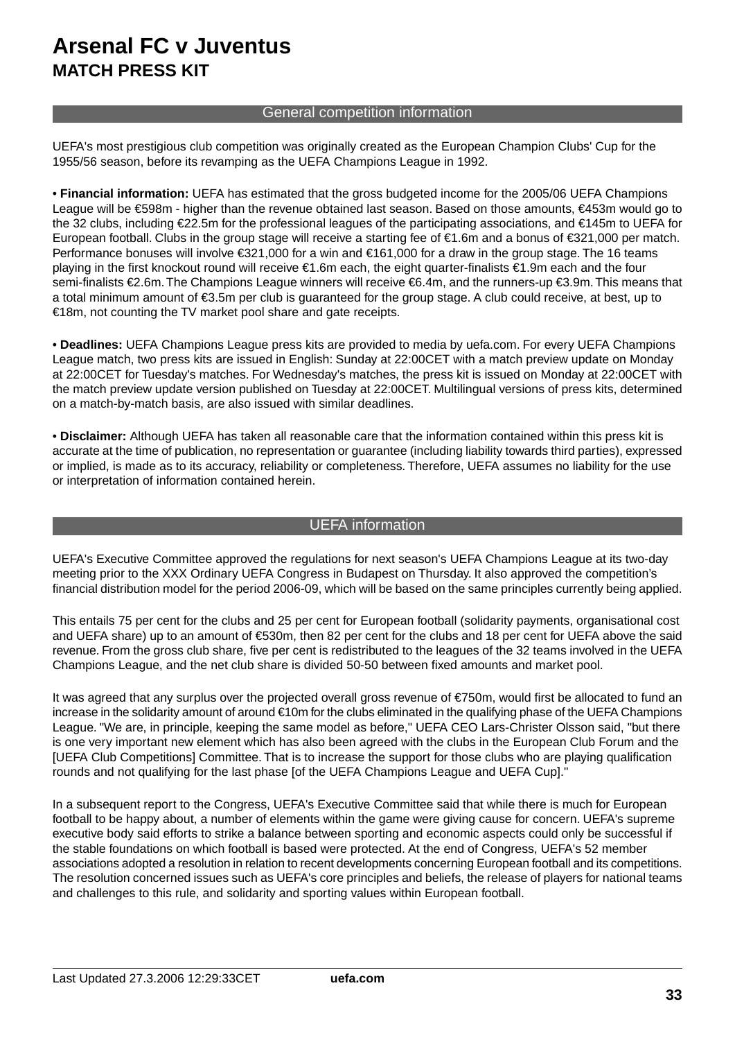# Arsenal FC v Juventus
## MATCH PRESS KIT

### General competition information

UEFA's most prestigious club competition was originally created as the European Champion Clubs' Cup for the 1955/56 season, before its revamping as the UEFA Champions League in 1992.

• **Financial information:** UEFA has estimated that the gross budgeted income for the 2005/06 UEFA Champions League will be €598m - higher than the revenue obtained last season. Based on those amounts, €453m would go to the 32 clubs, including €22.5m for the professional leagues of the participating associations, and €145m to UEFA for European football. Clubs in the group stage will receive a starting fee of €1.6m and a bonus of €321,000 per match. Performance bonuses will involve €321,000 for a win and €161,000 for a draw in the group stage. The 16 teams playing in the first knockout round will receive €1.6m each, the eight quarter-finalists €1.9m each and the four semi-finalists €2.6m. The Champions League winners will receive €6.4m, and the runners-up €3.9m. This means that a total minimum amount of €3.5m per club is guaranteed for the group stage. A club could receive, at best, up to €18m, not counting the TV market pool share and gate receipts.

• **Deadlines:** UEFA Champions League press kits are provided to media by uefa.com. For every UEFA Champions League match, two press kits are issued in English: Sunday at 22:00CET with a match preview update on Monday at 22:00CET for Tuesday's matches. For Wednesday's matches, the press kit is issued on Monday at 22:00CET with the match preview update version published on Tuesday at 22:00CET. Multilingual versions of press kits, determined on a match-by-match basis, are also issued with similar deadlines.

• **Disclaimer:** Although UEFA has taken all reasonable care that the information contained within this press kit is accurate at the time of publication, no representation or guarantee (including liability towards third parties), expressed or implied, is made as to its accuracy, reliability or completeness. Therefore, UEFA assumes no liability for the use or interpretation of information contained herein.

### UEFA information

UEFA's Executive Committee approved the regulations for next season's UEFA Champions League at its two-day meeting prior to the XXX Ordinary UEFA Congress in Budapest on Thursday. It also approved the competition's financial distribution model for the period 2006-09, which will be based on the same principles currently being applied.

This entails 75 per cent for the clubs and 25 per cent for European football (solidarity payments, organisational cost and UEFA share) up to an amount of €530m, then 82 per cent for the clubs and 18 per cent for UEFA above the said revenue. From the gross club share, five per cent is redistributed to the leagues of the 32 teams involved in the UEFA Champions League, and the net club share is divided 50-50 between fixed amounts and market pool.

It was agreed that any surplus over the projected overall gross revenue of €750m, would first be allocated to fund an increase in the solidarity amount of around €10m for the clubs eliminated in the qualifying phase of the UEFA Champions League. "We are, in principle, keeping the same model as before," UEFA CEO Lars-Christer Olsson said, "but there is one very important new element which has also been agreed with the clubs in the European Club Forum and the [UEFA Club Competitions] Committee. That is to increase the support for those clubs who are playing qualification rounds and not qualifying for the last phase [of the UEFA Champions League and UEFA Cup]."

In a subsequent report to the Congress, UEFA's Executive Committee said that while there is much for European football to be happy about, a number of elements within the game were giving cause for concern. UEFA's supreme executive body said efforts to strike a balance between sporting and economic aspects could only be successful if the stable foundations on which football is based were protected. At the end of Congress, UEFA's 52 member associations adopted a resolution in relation to recent developments concerning European football and its competitions. The resolution concerned issues such as UEFA's core principles and beliefs, the release of players for national teams and challenges to this rule, and solidarity and sporting values within European football.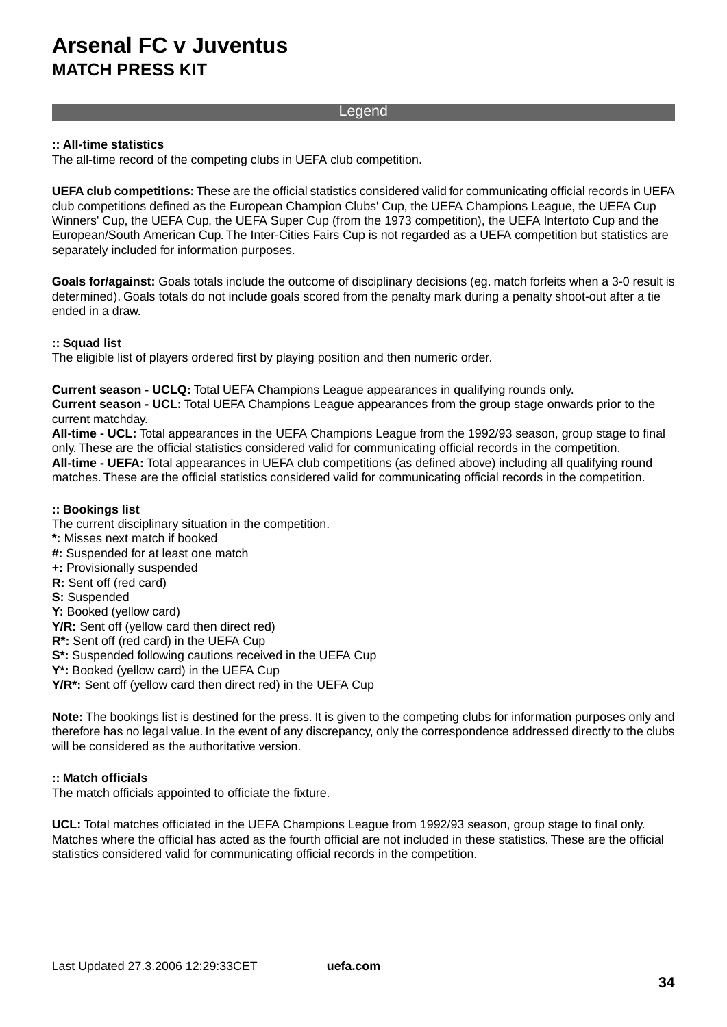# Arsenal FC v Juventus

## MATCH PRESS KIT

### Legend

**:: All-time statistics**
The all-time record of the competing clubs in UEFA club competition.

**UEFA club competitions:** These are the official statistics considered valid for communicating official records in UEFA club competitions defined as the European Champion Clubs' Cup, the UEFA Champions League, the UEFA Cup Winners' Cup, the UEFA Cup, the UEFA Super Cup (from the 1973 competition), the UEFA Intertoto Cup and the European/South American Cup. The Inter-Cities Fairs Cup is not regarded as a UEFA competition but statistics are separately included for information purposes.

**Goals for/against:** Goals totals include the outcome of disciplinary decisions (eg. match forfeits when a 3-0 result is determined). Goals totals do not include goals scored from the penalty mark during a penalty shoot-out after a tie ended in a draw.

**:: Squad list**
The eligible list of players ordered first by playing position and then numeric order.

**Current season - UCLQ:** Total UEFA Champions League appearances in qualifying rounds only.
**Current season - UCL:** Total UEFA Champions League appearances from the group stage onwards prior to the current matchday.
**All-time - UCL:** Total appearances in the UEFA Champions League from the 1992/93 season, group stage to final only. These are the official statistics considered valid for communicating official records in the competition.
**All-time - UEFA:** Total appearances in UEFA club competitions (as defined above) including all qualifying round matches. These are the official statistics considered valid for communicating official records in the competition.

**:: Bookings list**
The current disciplinary situation in the competition.
**\*:** Misses next match if booked
**#:** Suspended for at least one match
**+:** Provisionally suspended
**R:** Sent off (red card)
**S:** Suspended
**Y:** Booked (yellow card)
**Y/R:** Sent off (yellow card then direct red)
**R\*:** Sent off (red card) in the UEFA Cup
**S\*:** Suspended following cautions received in the UEFA Cup
**Y\*:** Booked (yellow card) in the UEFA Cup
**Y/R\*:** Sent off (yellow card then direct red) in the UEFA Cup

**Note:** The bookings list is destined for the press. It is given to the competing clubs for information purposes only and therefore has no legal value. In the event of any discrepancy, only the correspondence addressed directly to the clubs will be considered as the authoritative version.

**:: Match officials**
The match officials appointed to officiate the fixture.

**UCL:** Total matches officiated in the UEFA Champions League from 1992/93 season, group stage to final only. Matches where the official has acted as the fourth official are not included in these statistics. These are the official statistics considered valid for communicating official records in the competition.

Last Updated 27.3.2006 12:29:33CET **uefa.com**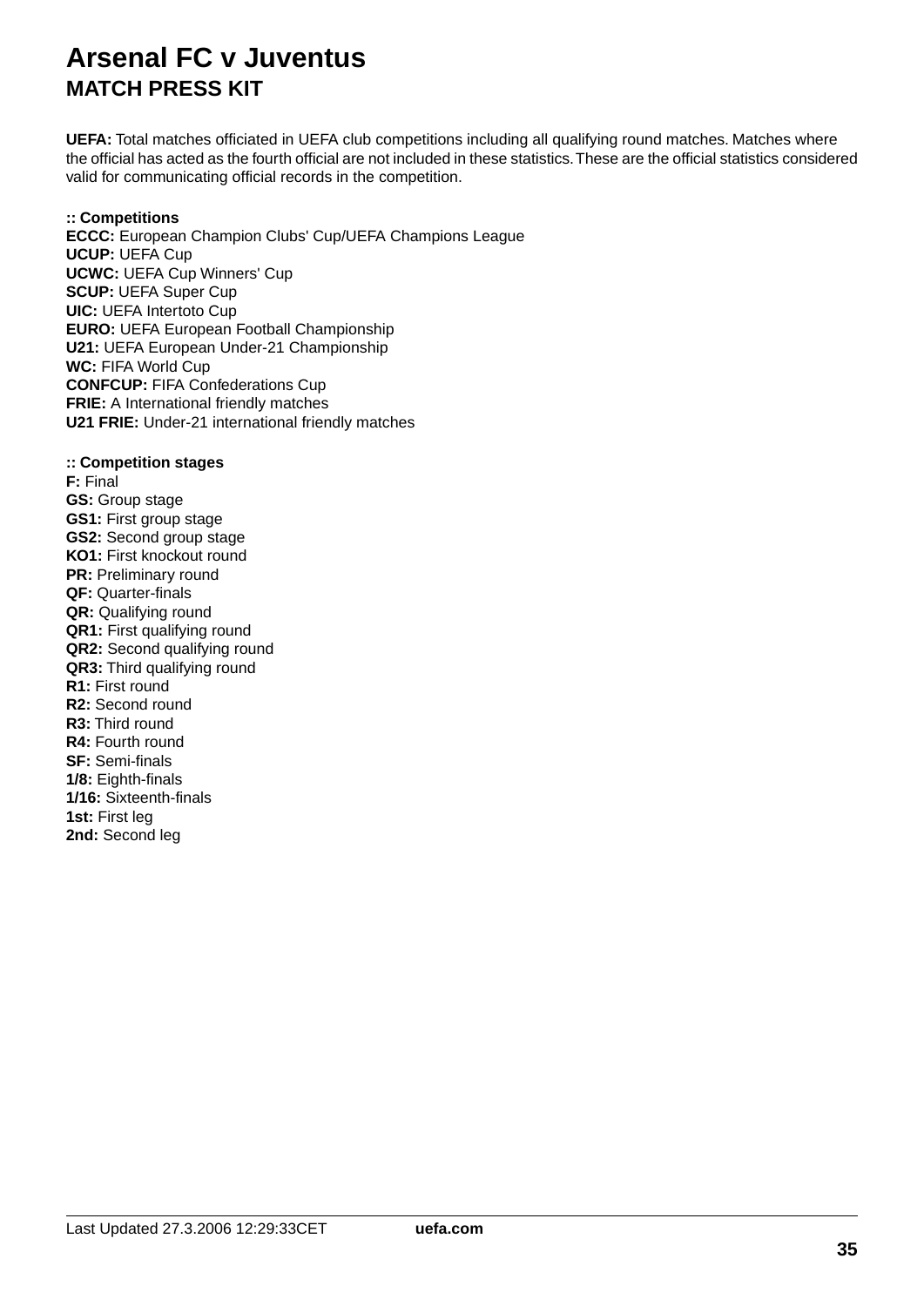# Arsenal FC v Juventus
## MATCH PRESS KIT

**UEFA:** Total matches officiated in UEFA club competitions including all qualifying round matches. Matches where the official has acted as the fourth official are not included in these statistics. These are the official statistics considered valid for communicating official records in the competition.

**:: Competitions**
**ECCC:** European Champion Clubs' Cup/UEFA Champions League
**UCUP:** UEFA Cup
**UCWC:** UEFA Cup Winners' Cup
**SCUP:** UEFA Super Cup
**UIC:** UEFA Intertoto Cup
**EURO:** UEFA European Football Championship
**U21:** UEFA European Under-21 Championship
**WC:** FIFA World Cup
**CONFCUP:** FIFA Confederations Cup
**FRIE:** A International friendly matches
**U21 FRIE:** Under-21 international friendly matches

**:: Competition stages**
**F:** Final
**GS:** Group stage
**GS1:** First group stage
**GS2:** Second group stage
**KO1:** First knockout round
**PR:** Preliminary round
**QF:** Quarter-finals
**QR:** Qualifying round
**QR1:** First qualifying round
**QR2:** Second qualifying round
**QR3:** Third qualifying round
**R1:** First round
**R2:** Second round
**R3:** Third round
**R4:** Fourth round
**SF:** Semi-finals
**1/8:** Eighth-finals
**1/16:** Sixteenth-finals
**1st:** First leg
**2nd:** Second leg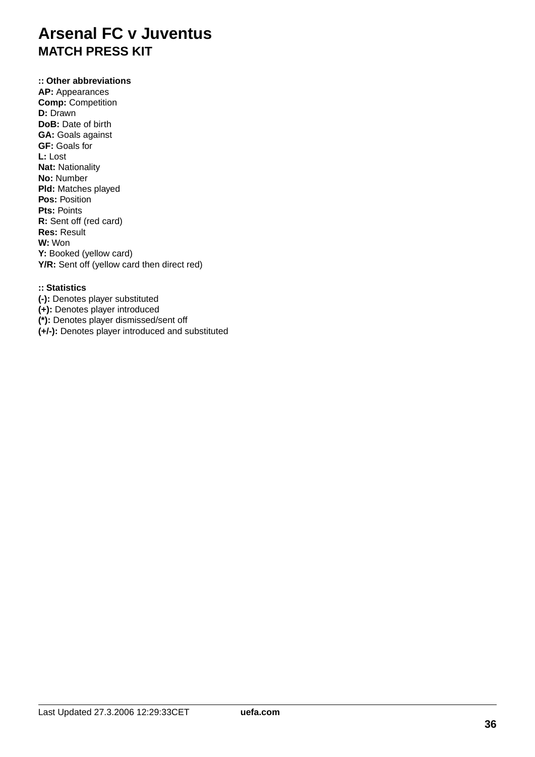# Arsenal FC v Juventus
## MATCH PRESS KIT

**:: Other abbreviations**
**AP:** Appearances
**Comp:** Competition
**D:** Drawn
**DoB:** Date of birth
**GA:** Goals against
**GF:** Goals for
**L:** Lost
**Nat:** Nationality
**No:** Number
**Pld:** Matches played
**Pos:** Position
**Pts:** Points
**R:** Sent off (red card)
**Res:** Result
**W:** Won
**Y:** Booked (yellow card)
**Y/R:** Sent off (yellow card then direct red)

**:: Statistics**
**(-):** Denotes player substituted
**(+):** Denotes player introduced
**(*):** Denotes player dismissed/sent off
**(+/-):** Denotes player introduced and substituted